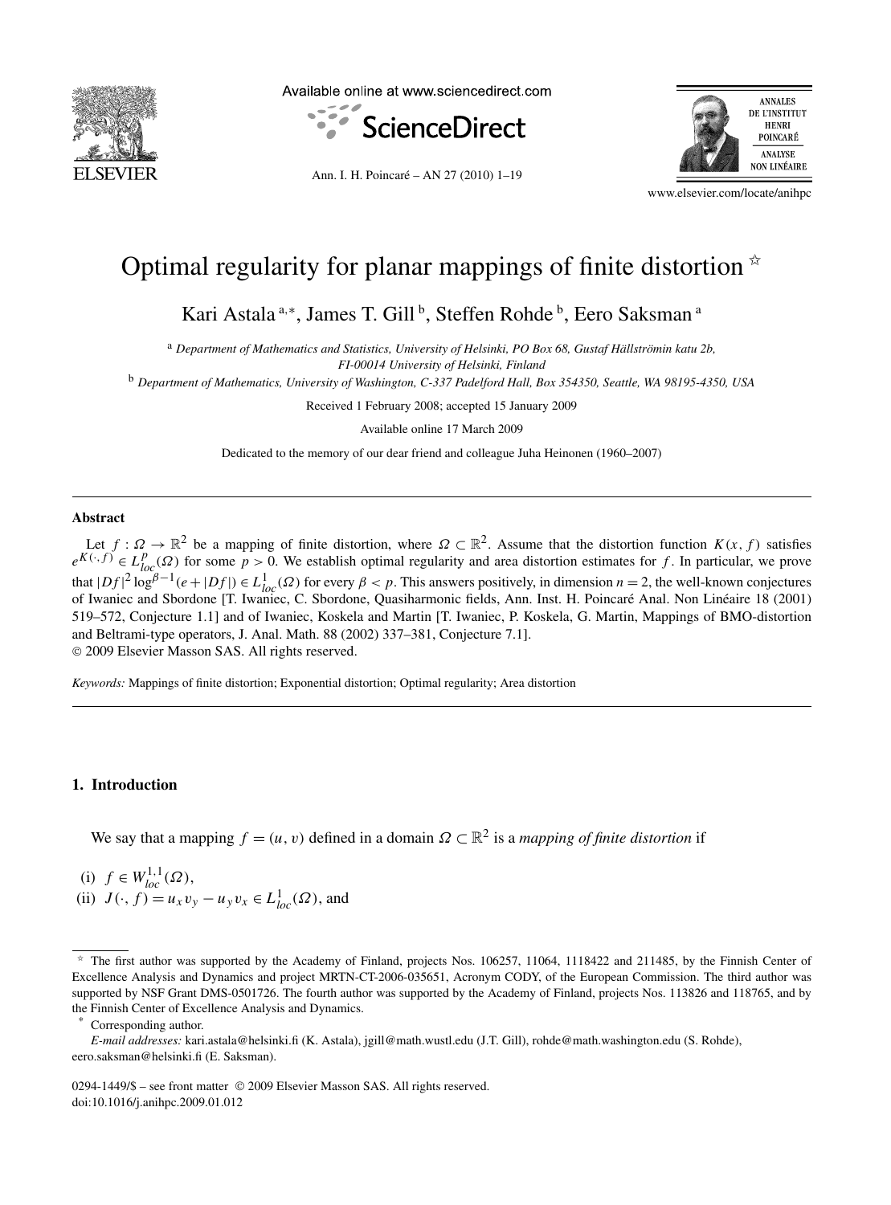# Optimal regularity for planar mappings of finite distortion ☆

Kari Astala [a,*], James T. Gill [b], Steffen Rohde [b], Eero Saksman [a]

[a] *Department of Mathematics and Statistics, University of Helsinki, PO Box 68, Gustaf Hällströmin katu 2b, FI-00014 University of Helsinki, Finland*

[b] *Department of Mathematics, University of Washington, C-337 Padelford Hall, Box 354350, Seattle, WA 98195-4350, USA*

Received 1 February 2008; accepted 15 January 2009

Available online 17 March 2009

Dedicated to the memory of our dear friend and colleague Juha Heinonen (1960–2007)

---

## Abstract

Let $f : \Omega \to \mathbb{R}^2$ be a mapping of finite distortion, where $\Omega \subset \mathbb{R}^2$. Assume that the distortion function $K(x, f)$ satisfies $e^{K(\cdot,f)} \in L^p_{loc}(\Omega)$ for some $p > 0$. We establish optimal regularity and area distortion estimates for $f$. In particular, we prove that $|Df|^2 \log^{\beta-1}(e + |Df|) \in L^1_{loc}(\Omega)$ for every $\beta < p$. This answers positively, in dimension $n = 2$, the well-known conjectures of Iwaniec and Sbordone [T. Iwaniec, C. Sbordone, Quasiharmonic fields, Ann. Inst. H. Poincaré Anal. Non Linéaire 18 (2001) 519–572, Conjecture 1.1] and of Iwaniec, Koskela and Martin [T. Iwaniec, P. Koskela, G. Martin, Mappings of BMO-distortion and Beltrami-type operators, J. Anal. Math. 88 (2002) 337–381, Conjecture 7.1].

© 2009 Elsevier Masson SAS. All rights reserved.

*Keywords:* Mappings of finite distortion; Exponential distortion; Optimal regularity; Area distortion

---

## 1. Introduction

We say that a mapping $f = (u, v)$ defined in a domain $\Omega \subset \mathbb{R}^2$ is a *mapping of finite distortion* if

(i) $f \in W^{1,1}_{loc}(\Omega)$,
(ii) $J(\cdot, f) = u_x v_y - u_y v_x \in L^1_{loc}(\Omega)$, and

---

☆ The first author was supported by the Academy of Finland, projects Nos. 106257, 11064, 1118422 and 211485, by the Finnish Center of Excellence Analysis and Dynamics and project MRTN-CT-2006-035651, Acronym CODY, of the European Commission. The third author was supported by NSF Grant DMS-0501726. The fourth author was supported by the Academy of Finland, projects Nos. 113826 and 118765, and by the Finnish Center of Excellence Analysis and Dynamics.

\* Corresponding author.

*E-mail addresses:* kari.astala@helsinki.fi (K. Astala), jgill@math.wustl.edu (J.T. Gill), rohde@math.washington.edu (S. Rohde), eero.saksman@helsinki.fi (E. Saksman).

0294-1449/$ – see front matter © 2009 Elsevier Masson SAS. All rights reserved.
doi:10.1016/j.anihpc.2009.01.012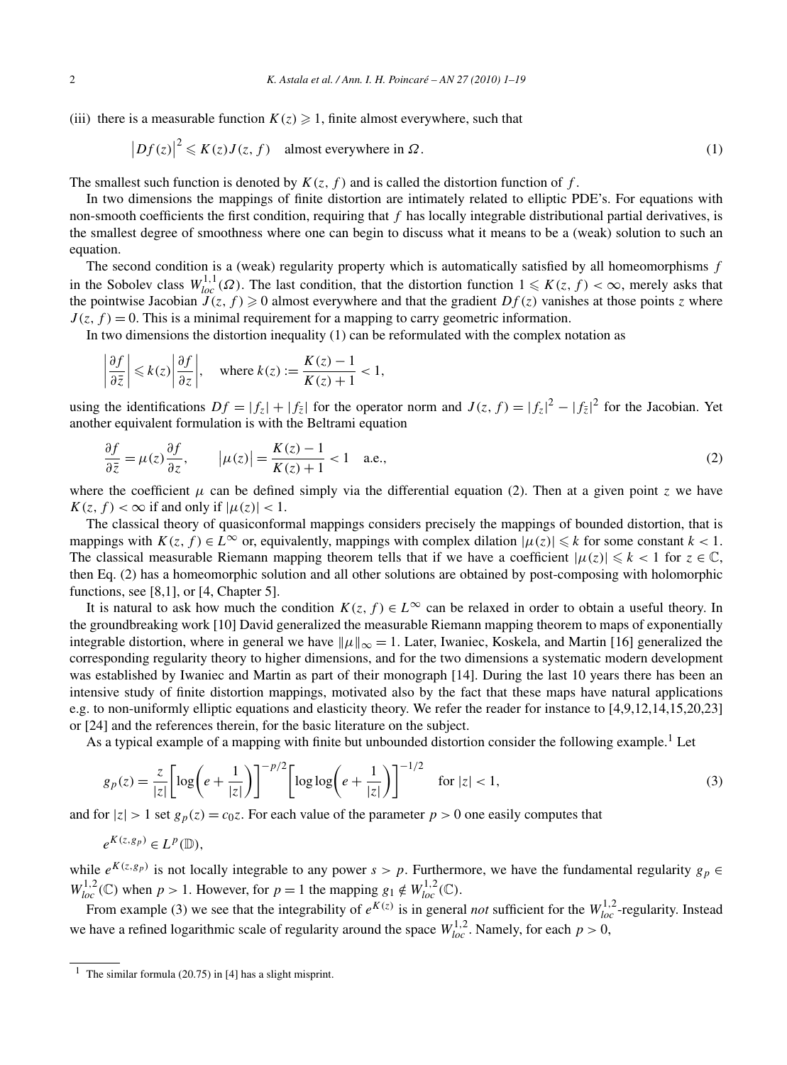(iii) there is a measurable function $K(z) \geqslant 1$, finite almost everywhere, such that

$$\left|Df(z)\right|^2 \leqslant K(z)J(z,f) \quad \text{almost everywhere in } \Omega. \tag{1}$$

The smallest such function is denoted by $K(z,f)$ and is called the distortion function of $f$.

In two dimensions the mappings of finite distortion are intimately related to elliptic PDE's. For equations with non-smooth coefficients the first condition, requiring that $f$ has locally integrable distributional partial derivatives, is the smallest degree of smoothness where one can begin to discuss what it means to be a (weak) solution to such an equation.

The second condition is a (weak) regularity property which is automatically satisfied by all homeomorphisms $f$ in the Sobolev class $W^{1,1}_{loc}(\Omega)$. The last condition, that the distortion function $1 \leqslant K(z,f) < \infty$, merely asks that the pointwise Jacobian $J(z,f) \geqslant 0$ almost everywhere and that the gradient $Df(z)$ vanishes at those points $z$ where $J(z,f) = 0$. This is a minimal requirement for a mapping to carry geometric information.

In two dimensions the distortion inequality (1) can be reformulated with the complex notation as

$$\left|\frac{\partial f}{\partial \bar z}\right| \leqslant k(z)\left|\frac{\partial f}{\partial z}\right|, \quad \text{where } k(z) := \frac{K(z)-1}{K(z)+1} < 1,$$

using the identifications $Df = |f_z| + |f_{\bar z}|$ for the operator norm and $J(z,f) = |f_z|^2 - |f_{\bar z}|^2$ for the Jacobian. Yet another equivalent formulation is with the Beltrami equation

$$\frac{\partial f}{\partial \bar z} = \mu(z)\frac{\partial f}{\partial z}, \qquad \left|\mu(z)\right| = \frac{K(z)-1}{K(z)+1} < 1 \quad \text{a.e.}, \tag{2}$$

where the coefficient $\mu$ can be defined simply via the differential equation (2). Then at a given point $z$ we have $K(z,f) < \infty$ if and only if $|\mu(z)| < 1$.

The classical theory of quasiconformal mappings considers precisely the mappings of bounded distortion, that is mappings with $K(z,f) \in L^\infty$ or, equivalently, mappings with complex dilation $|\mu(z)| \leqslant k$ for some constant $k < 1$. The classical measurable Riemann mapping theorem tells that if we have a coefficient $|\mu(z)| \leqslant k < 1$ for $z \in \mathbb{C}$, then Eq. (2) has a homeomorphic solution and all other solutions are obtained by post-composing with holomorphic functions, see [8,1], or [4, Chapter 5].

It is natural to ask how much the condition $K(z,f) \in L^\infty$ can be relaxed in order to obtain a useful theory. In the groundbreaking work [10] David generalized the measurable Riemann mapping theorem to maps of exponentially integrable distortion, where in general we have $\|\mu\|_\infty = 1$. Later, Iwaniec, Koskela, and Martin [16] generalized the corresponding regularity theory to higher dimensions, and for the two dimensions a systematic modern development was established by Iwaniec and Martin as part of their monograph [14]. During the last 10 years there has been an intensive study of finite distortion mappings, motivated also by the fact that these maps have natural applications e.g. to non-uniformly elliptic equations and elasticity theory. We refer the reader for instance to [4,9,12,14,15,20,23] or [24] and the references therein, for the basic literature on the subject.

As a typical example of a mapping with finite but unbounded distortion consider the following example.[1] Let

$$g_p(z) = \frac{z}{|z|}\left[\log\left(e + \frac{1}{|z|}\right)\right]^{-p/2}\left[\log\log\left(e + \frac{1}{|z|}\right)\right]^{-1/2} \quad \text{for } |z| < 1, \tag{3}$$

and for $|z| > 1$ set $g_p(z) = c_0 z$. For each value of the parameter $p > 0$ one easily computes that

$$e^{K(z,g_p)} \in L^p(\mathbb{D}),$$

while $e^{K(z,g_p)}$ is not locally integrable to any power $s > p$. Furthermore, we have the fundamental regularity $g_p \in W^{1,2}_{loc}(\mathbb{C})$ when $p > 1$. However, for $p = 1$ the mapping $g_1 \notin W^{1,2}_{loc}(\mathbb{C})$.

From example (3) we see that the integrability of $e^{K(z)}$ is in general *not* sufficient for the $W^{1,2}_{loc}$-regularity. Instead we have a refined logarithmic scale of regularity around the space $W^{1,2}_{loc}$. Namely, for each $p > 0$,

[1] The similar formula (20.75) in [4] has a slight misprint.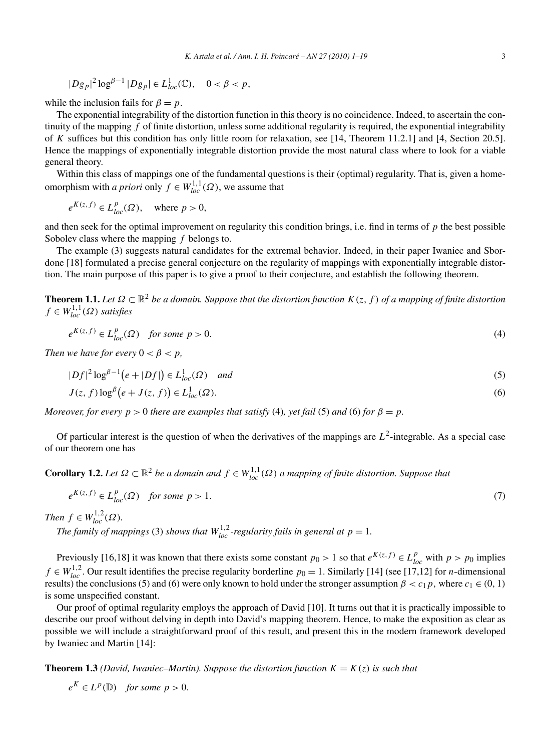$$|Dg_p|^2 \log^{\beta-1} |Dg_p| \in L^1_{loc}(\mathbb{C}), \quad 0 < \beta < p,$$

while the inclusion fails for $\beta = p$.

The exponential integrability of the distortion function in this theory is no coincidence. Indeed, to ascertain the continuity of the mapping $f$ of finite distortion, unless some additional regularity is required, the exponential integrability of $K$ suffices but this condition has only little room for relaxation, see [14, Theorem 11.2.1] and [4, Section 20.5]. Hence the mappings of exponentially integrable distortion provide the most natural class where to look for a viable general theory.

Within this class of mappings one of the fundamental questions is their (optimal) regularity. That is, given a homeomorphism with *a priori* only $f \in W^{1,1}_{loc}(\Omega)$, we assume that

$$e^{K(z,f)} \in L^p_{loc}(\Omega), \quad \text{where } p > 0,$$

and then seek for the optimal improvement on regularity this condition brings, i.e. find in terms of $p$ the best possible Sobolev class where the mapping $f$ belongs to.

The example (3) suggests natural candidates for the extremal behavior. Indeed, in their paper Iwaniec and Sbordone [18] formulated a precise general conjecture on the regularity of mappings with exponentially integrable distortion. The main purpose of this paper is to give a proof to their conjecture, and establish the following theorem.

**Theorem 1.1.** *Let $\Omega \subset \mathbb{R}^2$ be a domain. Suppose that the distortion function $K(z,f)$ of a mapping of finite distortion $f \in W^{1,1}_{loc}(\Omega)$ satisfies*

$$e^{K(z,f)} \in L^p_{loc}(\Omega) \quad \text{for some } p > 0. \tag{4}$$

*Then we have for every $0 < \beta < p$,*

$$|Df|^2 \log^{\beta-1}\big(e + |Df|\big) \in L^1_{loc}(\Omega) \quad \text{and} \tag{5}$$

$$J(z,f) \log^{\beta}\big(e + J(z,f)\big) \in L^1_{loc}(\Omega). \tag{6}$$

*Moreover, for every $p > 0$ there are examples that satisfy* (4)*, yet fail* (5) *and* (6) *for $\beta = p$.*

Of particular interest is the question of when the derivatives of the mappings are $L^2$-integrable. As a special case of our theorem one has

**Corollary 1.2.** *Let $\Omega \subset \mathbb{R}^2$ be a domain and $f \in W^{1,1}_{loc}(\Omega)$ a mapping of finite distortion. Suppose that*

$$e^{K(z,f)} \in L^p_{loc}(\Omega) \quad \text{for some } p > 1. \tag{7}$$

*Then $f \in W^{1,2}_{loc}(\Omega)$.*

*The family of mappings* (3) *shows that $W^{1,2}_{loc}$-regularity fails in general at $p = 1$.*

Previously [16,18] it was known that there exists some constant $p_0 > 1$ so that $e^{K(z,f)} \in L^p_{loc}$ with $p > p_0$ implies $f \in W^{1,2}_{loc}$. Our result identifies the precise regularity borderline $p_0 = 1$. Similarly [14] (see [17,12] for $n$-dimensional results) the conclusions (5) and (6) were only known to hold under the stronger assumption $\beta < c_1 p$, where $c_1 \in (0,1)$ is some unspecified constant.

Our proof of optimal regularity employs the approach of David [10]. It turns out that it is practically impossible to describe our proof without delving in depth into David's mapping theorem. Hence, to make the exposition as clear as possible we will include a straightforward proof of this result, and present this in the modern framework developed by Iwaniec and Martin [14]:

**Theorem 1.3** *(David, Iwaniec–Martin). Suppose the distortion function $K = K(z)$ is such that*

$$e^K \in L^p(\mathbb{D}) \quad \text{for some } p > 0.$$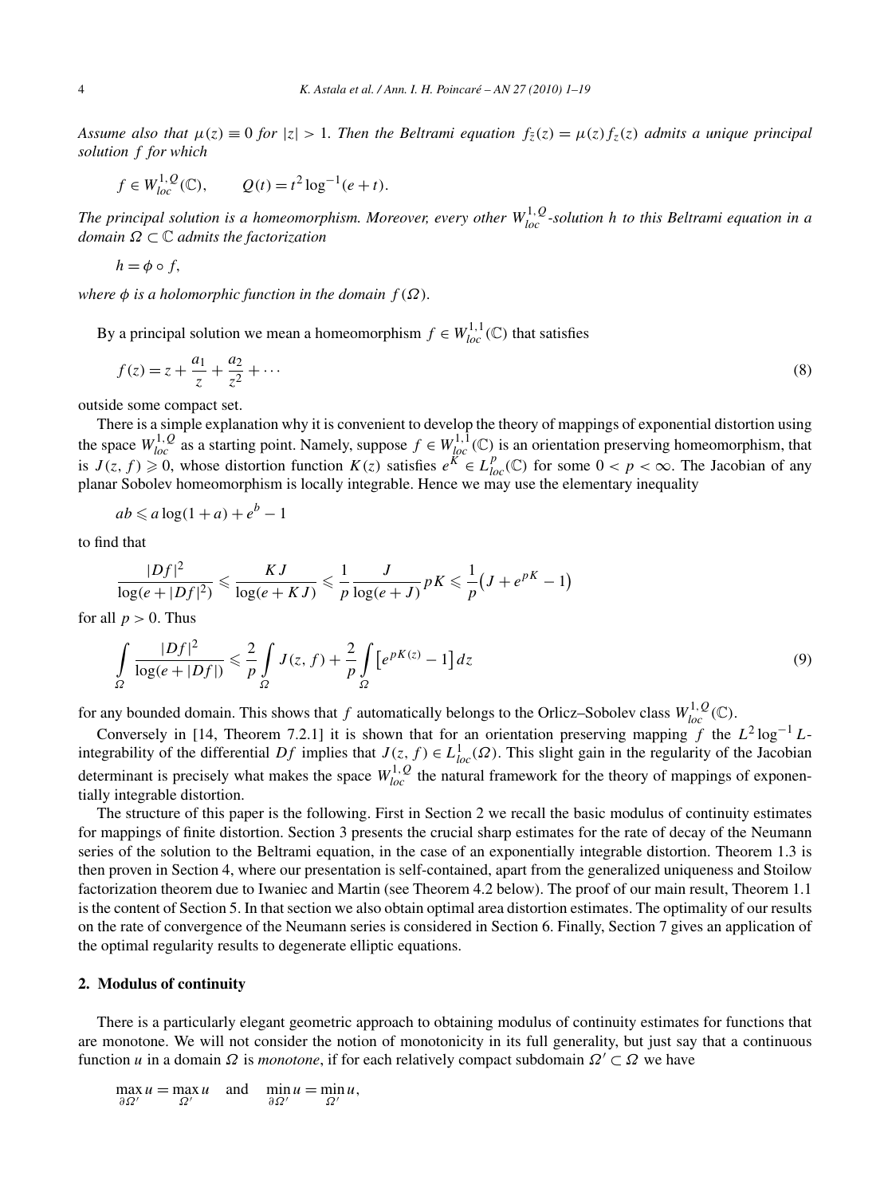*Assume also that $\mu(z) \equiv 0$ for $|z| > 1$. Then the Beltrami equation $f_{\bar{z}}(z) = \mu(z) f_z(z)$ admits a unique principal solution $f$ for which*

$$f \in W^{1,Q}_{loc}(\mathbb{C}), \qquad Q(t) = t^2 \log^{-1}(e + t).$$

*The principal solution is a homeomorphism. Moreover, every other $W^{1,Q}_{loc}$-solution $h$ to this Beltrami equation in a domain $\Omega \subset \mathbb{C}$ admits the factorization*

$$h = \phi \circ f,$$

*where $\phi$ is a holomorphic function in the domain $f(\Omega)$.*

By a principal solution we mean a homeomorphism $f \in W^{1,1}_{loc}(\mathbb{C})$ that satisfies

$$f(z) = z + \frac{a_1}{z} + \frac{a_2}{z^2} + \cdots \tag{8}$$

outside some compact set.

There is a simple explanation why it is convenient to develop the theory of mappings of exponential distortion using the space $W^{1,Q}_{loc}$ as a starting point. Namely, suppose $f \in W^{1,1}_{loc}(\mathbb{C})$ is an orientation preserving homeomorphism, that is $J(z, f) \geqslant 0$, whose distortion function $K(z)$ satisfies $e^K \in L^p_{loc}(\mathbb{C})$ for some $0 < p < \infty$. The Jacobian of any planar Sobolev homeomorphism is locally integrable. Hence we may use the elementary inequality

$$ab \leqslant a \log(1 + a) + e^b - 1$$

to find that

$$\frac{|Df|^2}{\log(e + |Df|^2)} \leqslant \frac{KJ}{\log(e + KJ)} \leqslant \frac{1}{p} \frac{J}{\log(e + J)} pK \leqslant \frac{1}{p}\big(J + e^{pK} - 1\big)$$

for all $p > 0$. Thus

$$\int_\Omega \frac{|Df|^2}{\log(e + |Df|)} \leqslant \frac{2}{p} \int_\Omega J(z, f) + \frac{2}{p} \int_\Omega \big[e^{pK(z)} - 1\big]\, dz \tag{9}$$

for any bounded domain. This shows that $f$ automatically belongs to the Orlicz–Sobolev class $W^{1,Q}_{loc}(\mathbb{C})$.

Conversely in [14, Theorem 7.2.1] it is shown that for an orientation preserving mapping $f$ the $L^2 \log^{-1} L$-integrability of the differential $Df$ implies that $J(z, f) \in L^1_{loc}(\Omega)$. This slight gain in the regularity of the Jacobian determinant is precisely what makes the space $W^{1,Q}_{loc}$ the natural framework for the theory of mappings of exponentially integrable distortion.

The structure of this paper is the following. First in Section 2 we recall the basic modulus of continuity estimates for mappings of finite distortion. Section 3 presents the crucial sharp estimates for the rate of decay of the Neumann series of the solution to the Beltrami equation, in the case of an exponentially integrable distortion. Theorem 1.3 is then proven in Section 4, where our presentation is self-contained, apart from the generalized uniqueness and Stoilow factorization theorem due to Iwaniec and Martin (see Theorem 4.2 below). The proof of our main result, Theorem 1.1 is the content of Section 5. In that section we also obtain optimal area distortion estimates. The optimality of our results on the rate of convergence of the Neumann series is considered in Section 6. Finally, Section 7 gives an application of the optimal regularity results to degenerate elliptic equations.

## 2. Modulus of continuity

There is a particularly elegant geometric approach to obtaining modulus of continuity estimates for functions that are monotone. We will not consider the notion of monotonicity in its full generality, but just say that a continuous function $u$ in a domain $\Omega$ is *monotone*, if for each relatively compact subdomain $\Omega' \subset \Omega$ we have

$$\max_{\partial\Omega'} u = \max_{\Omega'} u \quad \text{and} \quad \min_{\partial\Omega'} u = \min_{\Omega'} u,$$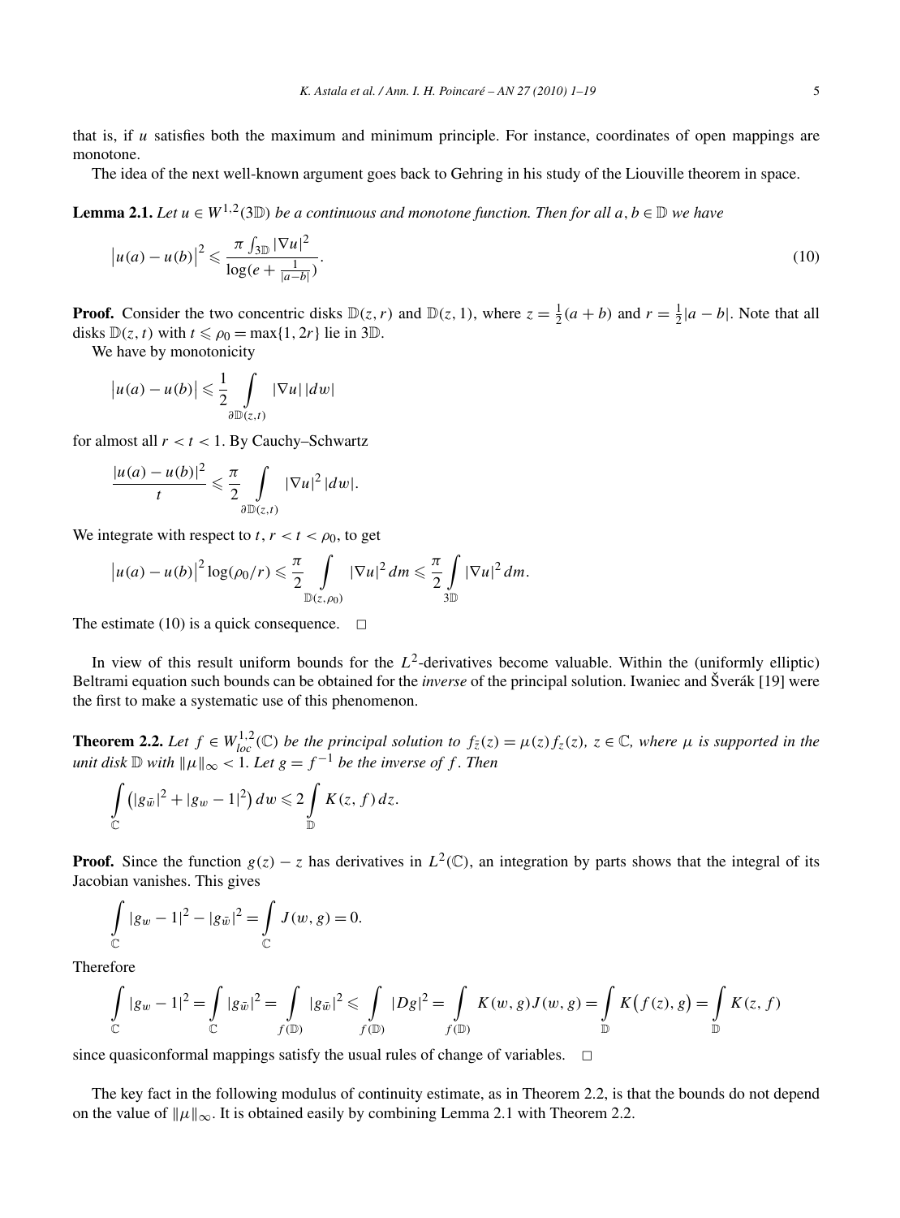that is, if $u$ satisfies both the maximum and minimum principle. For instance, coordinates of open mappings are monotone.

The idea of the next well-known argument goes back to Gehring in his study of the Liouville theorem in space.

**Lemma 2.1.** *Let $u \in W^{1,2}(3\mathbb{D})$ be a continuous and monotone function. Then for all $a, b \in \mathbb{D}$ we have*

$$\left|u(a) - u(b)\right|^2 \leqslant \frac{\pi \int_{3\mathbb{D}} |\nabla u|^2}{\log(e + \frac{1}{|a-b|})}. \tag{10}$$

**Proof.** Consider the two concentric disks $\mathbb{D}(z, r)$ and $\mathbb{D}(z, 1)$, where $z = \frac{1}{2}(a + b)$ and $r = \frac{1}{2}|a - b|$. Note that all disks $\mathbb{D}(z, t)$ with $t \leqslant \rho_0 = \max\{1, 2r\}$ lie in $3\mathbb{D}$.

We have by monotonicity

$$\left|u(a) - u(b)\right| \leqslant \frac{1}{2} \int_{\partial \mathbb{D}(z,t)} |\nabla u| \, |dw|$$

for almost all $r < t < 1$. By Cauchy–Schwartz

$$\frac{|u(a) - u(b)|^2}{t} \leqslant \frac{\pi}{2} \int_{\partial \mathbb{D}(z,t)} |\nabla u|^2 \, |dw|.$$

We integrate with respect to $t$, $r < t < \rho_0$, to get

$$\left|u(a) - u(b)\right|^2 \log(\rho_0/r) \leqslant \frac{\pi}{2} \int_{\mathbb{D}(z,\rho_0)} |\nabla u|^2 \, dm \leqslant \frac{\pi}{2} \int_{3\mathbb{D}} |\nabla u|^2 \, dm.$$

The estimate (10) is a quick consequence. $\square$

In view of this result uniform bounds for the $L^2$-derivatives become valuable. Within the (uniformly elliptic) Beltrami equation such bounds can be obtained for the *inverse* of the principal solution. Iwaniec and Šverák [19] were the first to make a systematic use of this phenomenon.

**Theorem 2.2.** *Let $f \in W^{1,2}_{loc}(\mathbb{C})$ be the principal solution to $f_{\bar{z}}(z) = \mu(z) f_z(z)$, $z \in \mathbb{C}$, where $\mu$ is supported in the unit disk $\mathbb{D}$ with $\|\mu\|_\infty < 1$. Let $g = f^{-1}$ be the inverse of $f$. Then*

$$\int_{\mathbb{C}} \left(|g_{\bar{w}}|^2 + |g_w - 1|^2\right) dw \leqslant 2 \int_{\mathbb{D}} K(z, f) \, dz.$$

**Proof.** Since the function $g(z) - z$ has derivatives in $L^2(\mathbb{C})$, an integration by parts shows that the integral of its Jacobian vanishes. This gives

$$\int_{\mathbb{C}} |g_w - 1|^2 - |g_{\bar{w}}|^2 = \int_{\mathbb{C}} J(w, g) = 0.$$

Therefore

$$\int_{\mathbb{C}} |g_w - 1|^2 = \int_{\mathbb{C}} |g_{\bar{w}}|^2 = \int_{f(\mathbb{D})} |g_{\bar{w}}|^2 \leqslant \int_{f(\mathbb{D})} |Dg|^2 = \int_{f(\mathbb{D})} K(w, g) J(w, g) = \int_{\mathbb{D}} K\big(f(z), g\big) = \int_{\mathbb{D}} K(z, f)$$

since quasiconformal mappings satisfy the usual rules of change of variables. $\square$

The key fact in the following modulus of continuity estimate, as in Theorem 2.2, is that the bounds do not depend on the value of $\|\mu\|_\infty$. It is obtained easily by combining Lemma 2.1 with Theorem 2.2.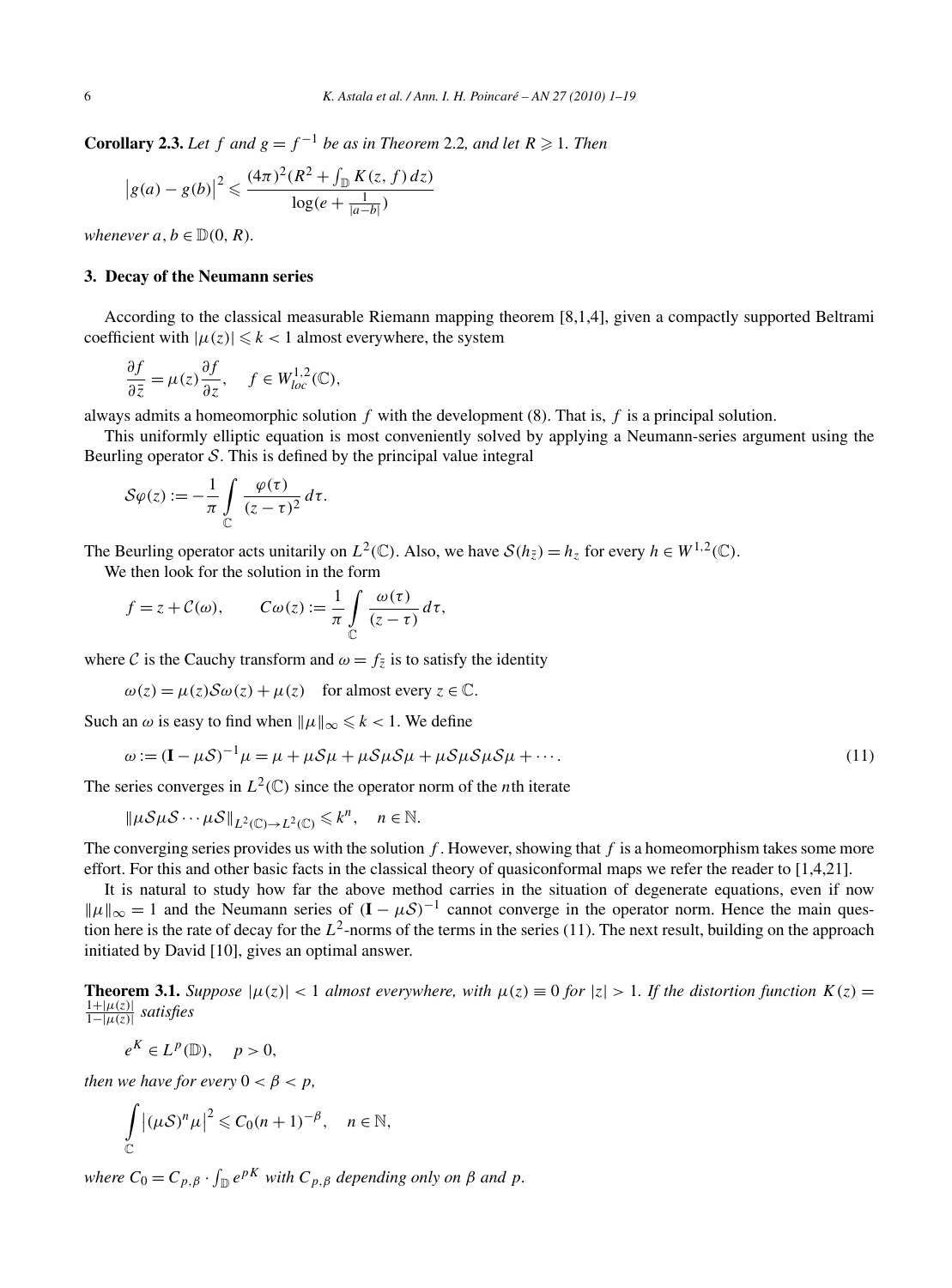**Corollary 2.3.** *Let $f$ and $g = f^{-1}$ be as in Theorem* 2.2*, and let $R \geqslant 1$. Then*

$$\left|g(a) - g(b)\right|^2 \leqslant \frac{(4\pi)^2 (R^2 + \int_{\mathbb{D}} K(z, f)\, dz)}{\log(e + \frac{1}{|a-b|})}$$

*whenever $a, b \in \mathbb{D}(0, R)$.*

## 3. Decay of the Neumann series

According to the classical measurable Riemann mapping theorem [8,1,4], given a compactly supported Beltrami coefficient with $|\mu(z)| \leqslant k < 1$ almost everywhere, the system

$$\frac{\partial f}{\partial \bar{z}} = \mu(z) \frac{\partial f}{\partial z}, \quad f \in W^{1,2}_{loc}(\mathbb{C}),$$

always admits a homeomorphic solution $f$ with the development (8). That is, $f$ is a principal solution.

This uniformly elliptic equation is most conveniently solved by applying a Neumann-series argument using the Beurling operator $\mathcal{S}$. This is defined by the principal value integral

$$\mathcal{S}\varphi(z) := -\frac{1}{\pi} \int_{\mathbb{C}} \frac{\varphi(\tau)}{(z-\tau)^2}\, d\tau.$$

The Beurling operator acts unitarily on $L^2(\mathbb{C})$. Also, we have $\mathcal{S}(h_{\bar{z}}) = h_z$ for every $h \in W^{1,2}(\mathbb{C})$.

We then look for the solution in the form

$$f = z + \mathcal{C}(\omega), \qquad C\omega(z) := \frac{1}{\pi} \int_{\mathbb{C}} \frac{\omega(\tau)}{(z-\tau)}\, d\tau,$$

where $\mathcal{C}$ is the Cauchy transform and $\omega = f_{\bar{z}}$ is to satisfy the identity

$$\omega(z) = \mu(z)\mathcal{S}\omega(z) + \mu(z) \quad \text{for almost every } z \in \mathbb{C}.$$

Such an $\omega$ is easy to find when $\|\mu\|_\infty \leqslant k < 1$. We define

$$\omega := (\mathbf{I} - \mu\mathcal{S})^{-1}\mu = \mu + \mu\mathcal{S}\mu + \mu\mathcal{S}\mu\mathcal{S}\mu + \mu\mathcal{S}\mu\mathcal{S}\mu\mathcal{S}\mu + \cdots. \tag{11}$$

The series converges in $L^2(\mathbb{C})$ since the operator norm of the $n$th iterate

$$\|\mu\mathcal{S}\mu\mathcal{S}\cdots\mu\mathcal{S}\|_{L^2(\mathbb{C})\to L^2(\mathbb{C})} \leqslant k^n, \quad n \in \mathbb{N}.$$

The converging series provides us with the solution $f$. However, showing that $f$ is a homeomorphism takes some more effort. For this and other basic facts in the classical theory of quasiconformal maps we refer the reader to [1,4,21].

It is natural to study how far the above method carries in the situation of degenerate equations, even if now $\|\mu\|_\infty = 1$ and the Neumann series of $(\mathbf{I} - \mu\mathcal{S})^{-1}$ cannot converge in the operator norm. Hence the main question here is the rate of decay for the $L^2$-norms of the terms in the series (11). The next result, building on the approach initiated by David [10], gives an optimal answer.

**Theorem 3.1.** *Suppose $|\mu(z)| < 1$ almost everywhere, with $\mu(z) \equiv 0$ for $|z| > 1$. If the distortion function $K(z) = \frac{1+|\mu(z)|}{1-|\mu(z)|}$ satisfies*

$$e^K \in L^p(\mathbb{D}), \quad p > 0,$$

*then we have for every $0 < \beta < p$,*

$$\int_{\mathbb{C}} \left|(\mu\mathcal{S})^n \mu\right|^2 \leqslant C_0 (n+1)^{-\beta}, \quad n \in \mathbb{N},$$

*where $C_0 = C_{p,\beta} \cdot \int_{\mathbb{D}} e^{pK}$ with $C_{p,\beta}$ depending only on $\beta$ and $p$.*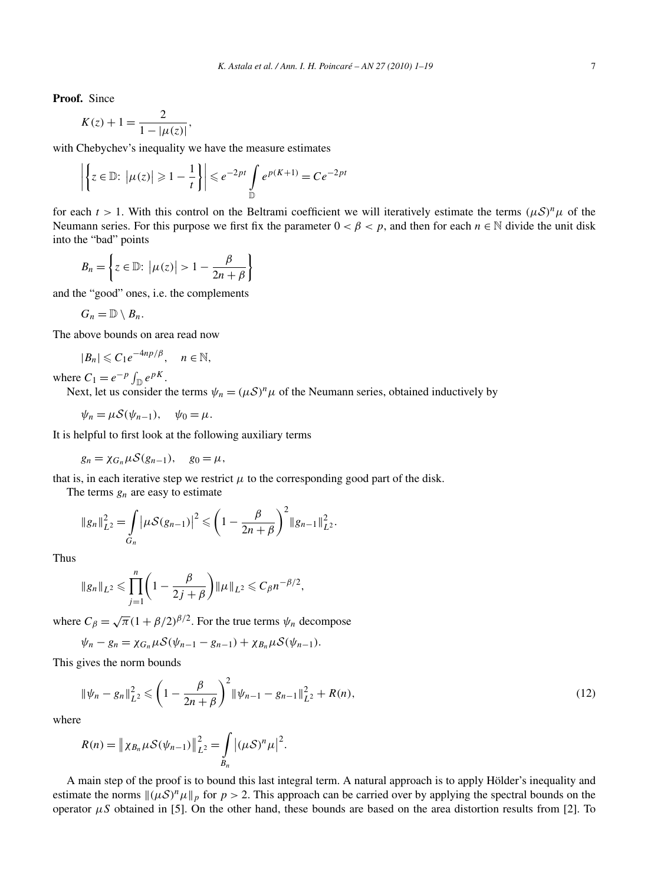**Proof.** Since

$$K(z)+1=\frac{2}{1-|\mu(z)|},$$

with Chebychev's inequality we have the measure estimates

$$\left|\left\{z\in\mathbb{D}\colon\ \left|\mu(z)\right|\geqslant 1-\frac{1}{t}\right\}\right|\leqslant e^{-2pt}\int\limits_{\mathbb{D}} e^{p(K+1)}=Ce^{-2pt}$$

for each $t>1$. With this control on the Beltrami coefficient we will iteratively estimate the terms $(\mu\mathcal{S})^n\mu$ of the Neumann series. For this purpose we first fix the parameter $0<\beta<p$, and then for each $n\in\mathbb{N}$ divide the unit disk into the "bad" points

$$B_n=\left\{z\in\mathbb{D}\colon\ \left|\mu(z)\right|>1-\frac{\beta}{2n+\beta}\right\}$$

and the "good" ones, i.e. the complements

$$G_n=\mathbb{D}\setminus B_n.$$

The above bounds on area read now

$$|B_n|\leqslant C_1e^{-4np/\beta},\quad n\in\mathbb{N},$$

where $C_1=e^{-p}\int_{\mathbb{D}}e^{pK}$.

Next, let us consider the terms $\psi_n=(\mu\mathcal{S})^n\mu$ of the Neumann series, obtained inductively by

$$\psi_n=\mu\mathcal{S}(\psi_{n-1}),\quad \psi_0=\mu.$$

It is helpful to first look at the following auxiliary terms

$$g_n=\chi_{G_n}\mu\mathcal{S}(g_{n-1}),\quad g_0=\mu,$$

that is, in each iterative step we restrict $\mu$ to the corresponding good part of the disk.

The terms $g_n$ are easy to estimate

$$\|g_n\|_{L^2}^2=\int\limits_{G_n}\left|\mu\mathcal{S}(g_{n-1})\right|^2\leqslant\left(1-\frac{\beta}{2n+\beta}\right)^2\|g_{n-1}\|_{L^2}^2.$$

Thus

$$\|g_n\|_{L^2}\leqslant\prod_{j=1}^{n}\left(1-\frac{\beta}{2j+\beta}\right)\|\mu\|_{L^2}\leqslant C_\beta n^{-\beta/2},$$

where $C_\beta=\sqrt{\pi}(1+\beta/2)^{\beta/2}$. For the true terms $\psi_n$ decompose

$$\psi_n-g_n=\chi_{G_n}\mu\mathcal{S}(\psi_{n-1}-g_{n-1})+\chi_{B_n}\mu\mathcal{S}(\psi_{n-1}).$$

This gives the norm bounds

$$\|\psi_n-g_n\|_{L^2}^2\leqslant\left(1-\frac{\beta}{2n+\beta}\right)^2\|\psi_{n-1}-g_{n-1}\|_{L^2}^2+R(n),\tag{12}$$

where

$$R(n)=\left\|\chi_{B_n}\mu\mathcal{S}(\psi_{n-1})\right\|_{L^2}^2=\int\limits_{B_n}\left|(\mu\mathcal{S})^n\mu\right|^2.$$

A main step of the proof is to bound this last integral term. A natural approach is to apply Hölder's inequality and estimate the norms $\|(\mu\mathcal{S})^n\mu\|_p$ for $p>2$. This approach can be carried over by applying the spectral bounds on the operator $\mu S$ obtained in [5]. On the other hand, these bounds are based on the area distortion results from [2]. To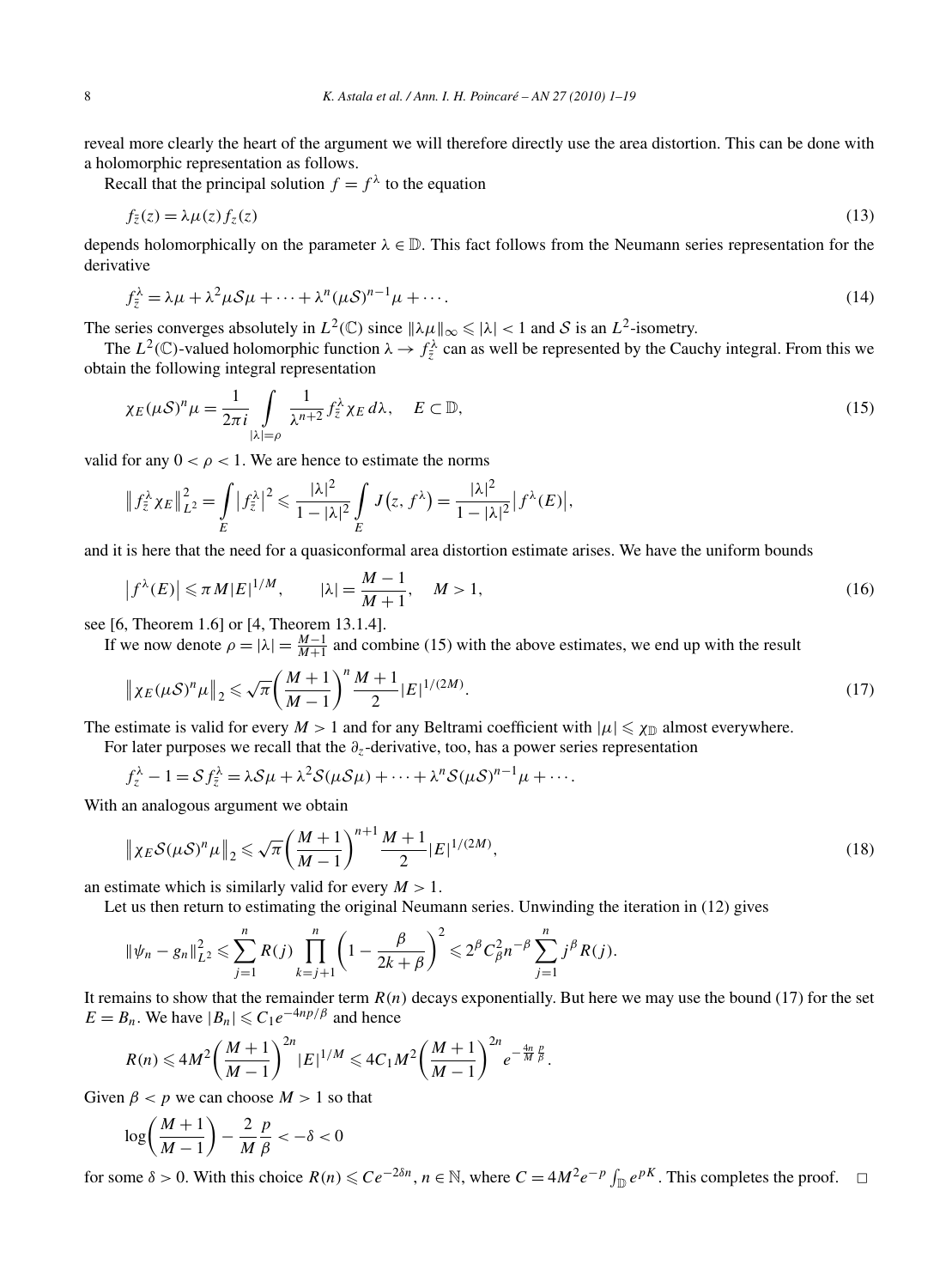reveal more clearly the heart of the argument we will therefore directly use the area distortion. This can be done with a holomorphic representation as follows.

Recall that the principal solution $f = f^\lambda$ to the equation

$$f_{\bar z}(z) = \lambda\mu(z) f_z(z) \tag{13}$$

depends holomorphically on the parameter $\lambda \in \mathbb{D}$. This fact follows from the Neumann series representation for the derivative

$$f^\lambda_{\bar z} = \lambda\mu + \lambda^2 \mu\mathcal{S}\mu + \cdots + \lambda^n (\mu\mathcal{S})^{n-1}\mu + \cdots. \tag{14}$$

The series converges absolutely in $L^2(\mathbb{C})$ since $\|\lambda\mu\|_\infty \leqslant |\lambda| < 1$ and $\mathcal{S}$ is an $L^2$-isometry.

The $L^2(\mathbb{C})$-valued holomorphic function $\lambda \to f^\lambda_{\bar z}$ can as well be represented by the Cauchy integral. From this we obtain the following integral representation

$$\chi_E (\mu\mathcal{S})^n \mu = \frac{1}{2\pi i} \int\limits_{|\lambda|=\rho} \frac{1}{\lambda^{n+2}} f^\lambda_{\bar z} \chi_E \, d\lambda, \quad E \subset \mathbb{D}, \tag{15}$$

valid for any $0 < \rho < 1$. We are hence to estimate the norms

$$\left\| f^\lambda_{\bar z} \chi_E \right\|^2_{L^2} = \int\limits_E \left| f^\lambda_{\bar z} \right|^2 \leqslant \frac{|\lambda|^2}{1-|\lambda|^2} \int\limits_E J\left(z, f^\lambda\right) = \frac{|\lambda|^2}{1-|\lambda|^2} \left| f^\lambda(E) \right|,$$

and it is here that the need for a quasiconformal area distortion estimate arises. We have the uniform bounds

$$\left| f^\lambda(E) \right| \leqslant \pi M |E|^{1/M}, \qquad |\lambda| = \frac{M-1}{M+1}, \quad M > 1, \tag{16}$$

see [6, Theorem 1.6] or [4, Theorem 13.1.4].

If we now denote $\rho = |\lambda| = \frac{M-1}{M+1}$ and combine (15) with the above estimates, we end up with the result

$$\left\| \chi_E (\mu\mathcal{S})^n \mu \right\|_2 \leqslant \sqrt{\pi} \left( \frac{M+1}{M-1} \right)^n \frac{M+1}{2} |E|^{1/(2M)}. \tag{17}$$

The estimate is valid for every $M > 1$ and for any Beltrami coefficient with $|\mu| \leqslant \chi_{\mathbb{D}}$ almost everywhere.

For later purposes we recall that the $\partial_z$-derivative, too, has a power series representation

$$f^\lambda_z - 1 = \mathcal{S} f^\lambda_{\bar z} = \lambda \mathcal{S}\mu + \lambda^2 \mathcal{S}(\mu\mathcal{S}\mu) + \cdots + \lambda^n \mathcal{S}(\mu\mathcal{S})^{n-1}\mu + \cdots.$$

With an analogous argument we obtain

$$\left\| \chi_E \mathcal{S}(\mu\mathcal{S})^n \mu \right\|_2 \leqslant \sqrt{\pi} \left( \frac{M+1}{M-1} \right)^{n+1} \frac{M+1}{2} |E|^{1/(2M)}, \tag{18}$$

an estimate which is similarly valid for every $M > 1$.

Let us then return to estimating the original Neumann series. Unwinding the iteration in (12) gives

$$\|\psi_n - g_n\|^2_{L^2} \leqslant \sum_{j=1}^n R(j) \prod_{k=j+1}^n \left( 1 - \frac{\beta}{2k+\beta} \right)^2 \leqslant 2^\beta C^2_\beta n^{-\beta} \sum_{j=1}^n j^\beta R(j).$$

It remains to show that the remainder term $R(n)$ decays exponentially. But here we may use the bound (17) for the set $E = B_n$. We have $|B_n| \leqslant C_1 e^{-4np/\beta}$ and hence

$$R(n) \leqslant 4M^2 \left( \frac{M+1}{M-1} \right)^{2n} |E|^{1/M} \leqslant 4C_1 M^2 \left( \frac{M+1}{M-1} \right)^{2n} e^{-\frac{4n}{M}\frac{p}{\beta}}.$$

Given $\beta < p$ we can choose $M > 1$ so that

$$\log\left( \frac{M+1}{M-1} \right) - \frac{2}{M}\frac{p}{\beta} < -\delta < 0$$

for some $\delta > 0$. With this choice $R(n) \leqslant C e^{-2\delta n}$, $n \in \mathbb{N}$, where $C = 4M^2 e^{-p} \int_{\mathbb{D}} e^{pK}$. This completes the proof. $\square$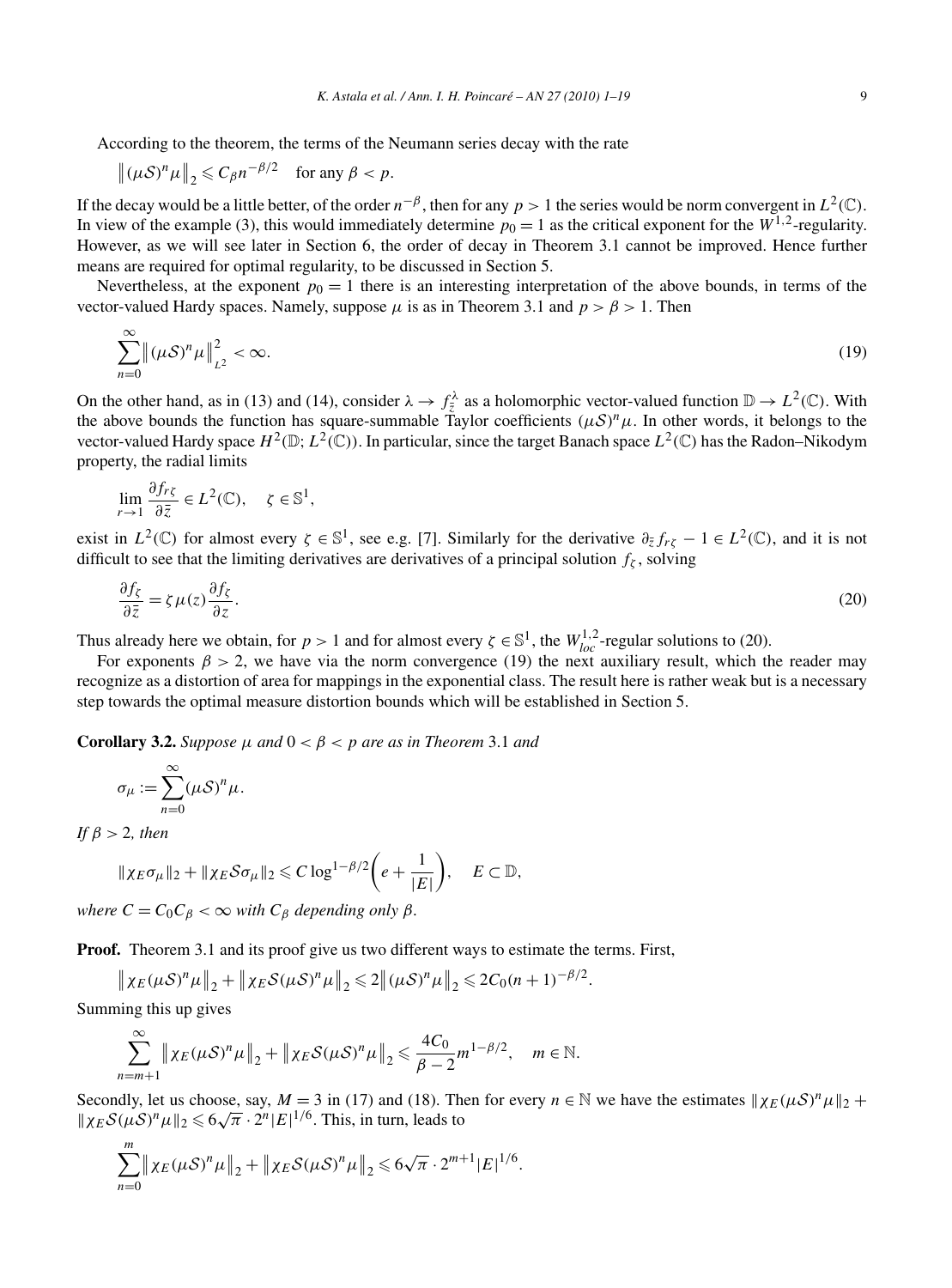According to the theorem, the terms of the Neumann series decay with the rate

$$\big\|(\mu\mathcal{S})^n\mu\big\|_2 \leqslant C_\beta n^{-\beta/2} \quad \text{for any } \beta < p.$$

If the decay would be a little better, of the order $n^{-\beta}$, then for any $p > 1$ the series would be norm convergent in $L^2(\mathbb{C})$. In view of the example (3), this would immediately determine $p_0 = 1$ as the critical exponent for the $W^{1,2}$-regularity. However, as we will see later in Section 6, the order of decay in Theorem 3.1 cannot be improved. Hence further means are required for optimal regularity, to be discussed in Section 5.

Nevertheless, at the exponent $p_0 = 1$ there is an interesting interpretation of the above bounds, in terms of the vector-valued Hardy spaces. Namely, suppose $\mu$ is as in Theorem 3.1 and $p > \beta > 1$. Then

$$\sum_{n=0}^{\infty}\big\|(\mu\mathcal{S})^n\mu\big\|_{L^2}^2 < \infty. \tag{19}$$

On the other hand, as in (13) and (14), consider $\lambda \to f_{\bar{z}}^{\lambda}$ as a holomorphic vector-valued function $\mathbb{D} \to L^2(\mathbb{C})$. With the above bounds the function has square-summable Taylor coefficients $(\mu\mathcal{S})^n\mu$. In other words, it belongs to the vector-valued Hardy space $H^2(\mathbb{D}; L^2(\mathbb{C}))$. In particular, since the target Banach space $L^2(\mathbb{C})$ has the Radon–Nikodym property, the radial limits

$$\lim_{r\to 1}\frac{\partial f_{r\zeta}}{\partial \bar{z}} \in L^2(\mathbb{C}), \quad \zeta \in \mathbb{S}^1,$$

exist in $L^2(\mathbb{C})$ for almost every $\zeta \in \mathbb{S}^1$, see e.g. [7]. Similarly for the derivative $\partial_{\bar{z}} f_{r\zeta} - 1 \in L^2(\mathbb{C})$, and it is not difficult to see that the limiting derivatives are derivatives of a principal solution $f_\zeta$, solving

$$\frac{\partial f_\zeta}{\partial \bar{z}} = \zeta\,\mu(z)\frac{\partial f_\zeta}{\partial z}. \tag{20}$$

Thus already here we obtain, for $p > 1$ and for almost every $\zeta \in \mathbb{S}^1$, the $W^{1,2}_{loc}$-regular solutions to (20).

For exponents $\beta > 2$, we have via the norm convergence (19) the next auxiliary result, which the reader may recognize as a distortion of area for mappings in the exponential class. The result here is rather weak but is a necessary step towards the optimal measure distortion bounds which will be established in Section 5.

**Corollary 3.2.** *Suppose $\mu$ and $0 < \beta < p$ are as in Theorem 3.1 and*

$$\sigma_\mu := \sum_{n=0}^{\infty}(\mu\mathcal{S})^n\mu.$$

*If $\beta > 2$, then*

$$\|\chi_E\sigma_\mu\|_2 + \|\chi_E\mathcal{S}\sigma_\mu\|_2 \leqslant C\log^{1-\beta/2}\left(e + \frac{1}{|E|}\right), \quad E \subset \mathbb{D},$$

*where $C = C_0C_\beta < \infty$ with $C_\beta$ depending only $\beta$.*

**Proof.** Theorem 3.1 and its proof give us two different ways to estimate the terms. First,

$$\big\|\chi_E(\mu\mathcal{S})^n\mu\big\|_2 + \big\|\chi_E\mathcal{S}(\mu\mathcal{S})^n\mu\big\|_2 \leqslant 2\big\|(\mu\mathcal{S})^n\mu\big\|_2 \leqslant 2C_0(n+1)^{-\beta/2}.$$

Summing this up gives

$$\sum_{n=m+1}^{\infty}\big\|\chi_E(\mu\mathcal{S})^n\mu\big\|_2 + \big\|\chi_E\mathcal{S}(\mu\mathcal{S})^n\mu\big\|_2 \leqslant \frac{4C_0}{\beta-2}m^{1-\beta/2}, \quad m \in \mathbb{N}.$$

Secondly, let us choose, say, $M = 3$ in (17) and (18). Then for every $n \in \mathbb{N}$ we have the estimates $\|\chi_E(\mu\mathcal{S})^n\mu\|_2 + \|\chi_E\mathcal{S}(\mu\mathcal{S})^n\mu\|_2 \leqslant 6\sqrt{\pi}\cdot 2^n|E|^{1/6}$. This, in turn, leads to

$$\sum_{n=0}^{m}\big\|\chi_E(\mu\mathcal{S})^n\mu\big\|_2 + \big\|\chi_E\mathcal{S}(\mu\mathcal{S})^n\mu\big\|_2 \leqslant 6\sqrt{\pi}\cdot 2^{m+1}|E|^{1/6}.$$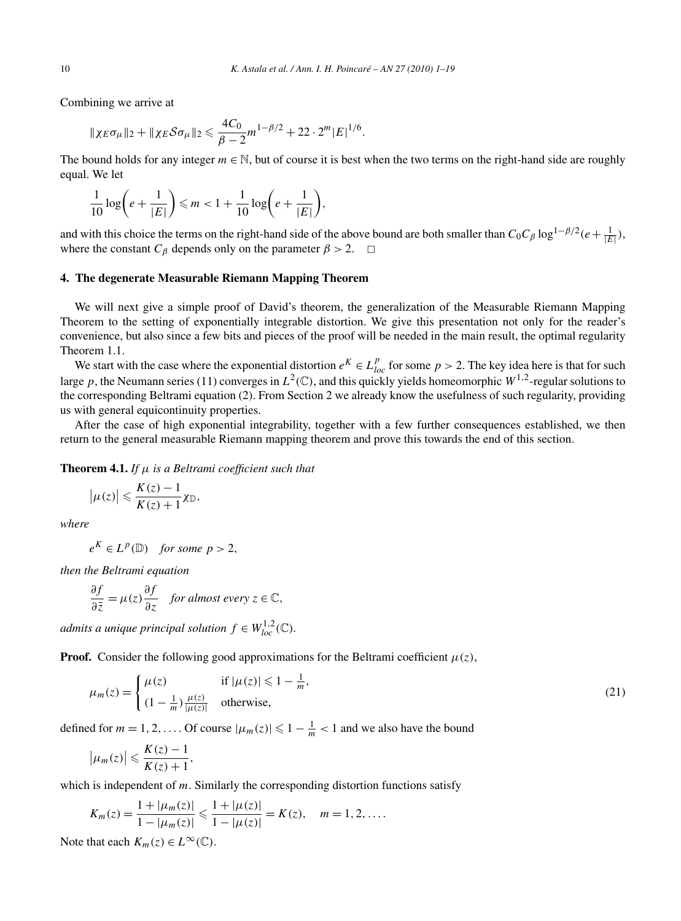Combining we arrive at

$$\|\chi_E \sigma_\mu\|_2 + \|\chi_E \mathcal{S}\sigma_\mu\|_2 \leqslant \frac{4C_0}{\beta - 2} m^{1-\beta/2} + 22 \cdot 2^m |E|^{1/6}.$$

The bound holds for any integer $m \in \mathbb{N}$, but of course it is best when the two terms on the right-hand side are roughly equal. We let

$$\frac{1}{10}\log\left(e + \frac{1}{|E|}\right) \leqslant m < 1 + \frac{1}{10}\log\left(e + \frac{1}{|E|}\right),$$

and with this choice the terms on the right-hand side of the above bound are both smaller than $C_0 C_\beta \log^{1-\beta/2}(e + \frac{1}{|E|})$, where the constant $C_\beta$ depends only on the parameter $\beta > 2$. $\square$

## 4. The degenerate Measurable Riemann Mapping Theorem

We will next give a simple proof of David's theorem, the generalization of the Measurable Riemann Mapping Theorem to the setting of exponentially integrable distortion. We give this presentation not only for the reader's convenience, but also since a few bits and pieces of the proof will be needed in the main result, the optimal regularity Theorem 1.1.

We start with the case where the exponential distortion $e^K \in L^p_{loc}$ for some $p > 2$. The key idea here is that for such large $p$, the Neumann series (11) converges in $L^2(\mathbb{C})$, and this quickly yields homeomorphic $W^{1,2}$-regular solutions to the corresponding Beltrami equation (2). From Section 2 we already know the usefulness of such regularity, providing us with general equicontinuity properties.

After the case of high exponential integrability, together with a few further consequences established, we then return to the general measurable Riemann mapping theorem and prove this towards the end of this section.

**Theorem 4.1.** *If $\mu$ is a Beltrami coefficient such that*

$$|\mu(z)| \leqslant \frac{K(z) - 1}{K(z) + 1}\chi_{\mathbb{D}},$$

*where*

$$e^K \in L^p(\mathbb{D}) \quad \textit{for some } p > 2,$$

*then the Beltrami equation*

$$\frac{\partial f}{\partial \bar{z}} = \mu(z)\frac{\partial f}{\partial z} \quad \textit{for almost every } z \in \mathbb{C},$$

*admits a unique principal solution $f \in W^{1,2}_{loc}(\mathbb{C})$.*

**Proof.** Consider the following good approximations for the Beltrami coefficient $\mu(z)$,

$$\mu_m(z) = \begin{cases} \mu(z) & \text{if } |\mu(z)| \leqslant 1 - \frac{1}{m}, \\ (1 - \frac{1}{m})\frac{\mu(z)}{|\mu(z)|} & \text{otherwise,} \end{cases} \tag{21}$$

defined for $m = 1, 2, \ldots$. Of course $|\mu_m(z)| \leqslant 1 - \frac{1}{m} < 1$ and we also have the bound

$$|\mu_m(z)| \leqslant \frac{K(z) - 1}{K(z) + 1},$$

which is independent of $m$. Similarly the corresponding distortion functions satisfy

$$K_m(z) = \frac{1 + |\mu_m(z)|}{1 - |\mu_m(z)|} \leqslant \frac{1 + |\mu(z)|}{1 - |\mu(z)|} = K(z), \quad m = 1, 2, \ldots.$$

Note that each $K_m(z) \in L^\infty(\mathbb{C})$.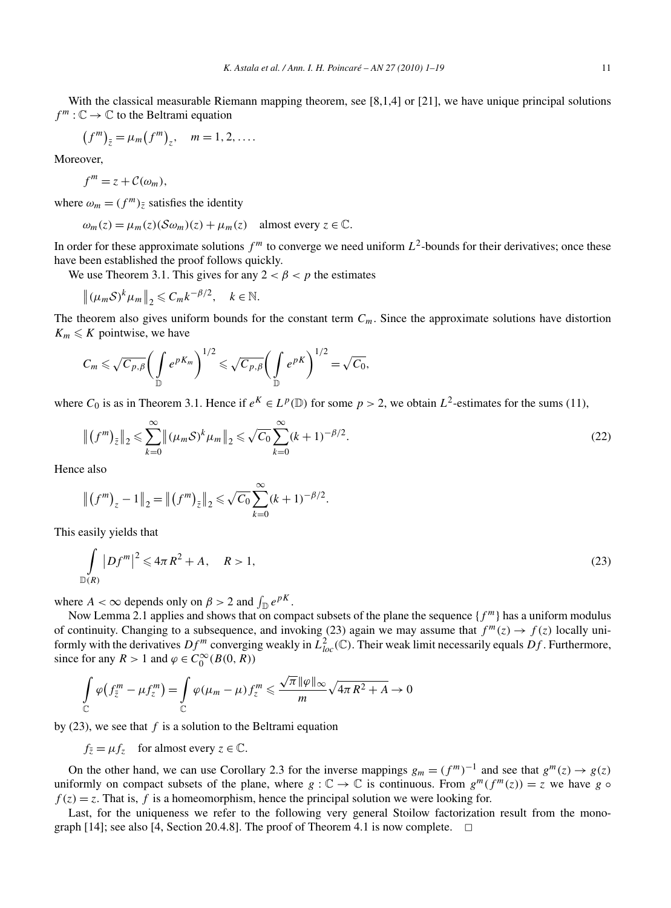With the classical measurable Riemann mapping theorem, see [8,1,4] or [21], we have unique principal solutions $f^m : \mathbb{C} \to \mathbb{C}$ to the Beltrami equation

$$(f^m)_{\bar{z}} = \mu_m (f^m)_z, \quad m = 1, 2, \ldots.$$

Moreover,

$$f^m = z + \mathcal{C}(\omega_m),$$

where $\omega_m = (f^m)_{\bar{z}}$ satisfies the identity

$$\omega_m(z) = \mu_m(z)(\mathcal{S}\omega_m)(z) + \mu_m(z) \quad \text{almost every } z \in \mathbb{C}.$$

In order for these approximate solutions $f^m$ to converge we need uniform $L^2$-bounds for their derivatives; once these have been established the proof follows quickly.

We use Theorem 3.1. This gives for any $2 < \beta < p$ the estimates

$$\left\| (\mu_m \mathcal{S})^k \mu_m \right\|_2 \leqslant C_m k^{-\beta/2}, \quad k \in \mathbb{N}.$$

The theorem also gives uniform bounds for the constant term $C_m$. Since the approximate solutions have distortion $K_m \leqslant K$ pointwise, we have

$$C_m \leqslant \sqrt{C_{p,\beta}} \left( \int_{\mathbb{D}} e^{pK_m} \right)^{1/2} \leqslant \sqrt{C_{p,\beta}} \left( \int_{\mathbb{D}} e^{pK} \right)^{1/2} = \sqrt{C_0},$$

where $C_0$ is as in Theorem 3.1. Hence if $e^K \in L^p(\mathbb{D})$ for some $p > 2$, we obtain $L^2$-estimates for the sums (11),

$$\left\| (f^m)_{\bar{z}} \right\|_2 \leqslant \sum_{k=0}^{\infty} \left\| (\mu_m \mathcal{S})^k \mu_m \right\|_2 \leqslant \sqrt{C_0} \sum_{k=0}^{\infty} (k+1)^{-\beta/2}. \tag{22}$$

Hence also

$$\left\| (f^m)_z - 1 \right\|_2 = \left\| (f^m)_{\bar{z}} \right\|_2 \leqslant \sqrt{C_0} \sum_{k=0}^{\infty} (k+1)^{-\beta/2}.$$

This easily yields that

$$\int_{\mathbb{D}(R)} \left| Df^m \right|^2 \leqslant 4\pi R^2 + A, \quad R > 1, \tag{23}$$

where $A < \infty$ depends only on $\beta > 2$ and $\int_{\mathbb{D}} e^{pK}$.

Now Lemma 2.1 applies and shows that on compact subsets of the plane the sequence $\{f^m\}$ has a uniform modulus of continuity. Changing to a subsequence, and invoking (23) again we may assume that $f^m(z) \to f(z)$ locally uniformly with the derivatives $Df^m$ converging weakly in $L^2_{loc}(\mathbb{C})$. Their weak limit necessarily equals $Df$. Furthermore, since for any $R > 1$ and $\varphi \in C_0^\infty(B(0,R))$

$$\int_{\mathbb{C}} \varphi \left( f^m_{\bar{z}} - \mu f^m_z \right) = \int_{\mathbb{C}} \varphi (\mu_m - \mu) f^m_z \leqslant \frac{\sqrt{\pi} \|\varphi\|_\infty}{m} \sqrt{4\pi R^2 + A} \to 0$$

by (23), we see that $f$ is a solution to the Beltrami equation

$$f_{\bar{z}} = \mu f_z \quad \text{for almost every } z \in \mathbb{C}.$$

On the other hand, we can use Corollary 2.3 for the inverse mappings $g_m = (f^m)^{-1}$ and see that $g^m(z) \to g(z)$ uniformly on compact subsets of the plane, where $g : \mathbb{C} \to \mathbb{C}$ is continuous. From $g^m(f^m(z)) = z$ we have $g \circ f(z) = z$. That is, $f$ is a homeomorphism, hence the principal solution we were looking for.

Last, for the uniqueness we refer to the following very general Stoilow factorization result from the monograph [14]; see also [4, Section 20.4.8]. The proof of Theorem 4.1 is now complete. $\square$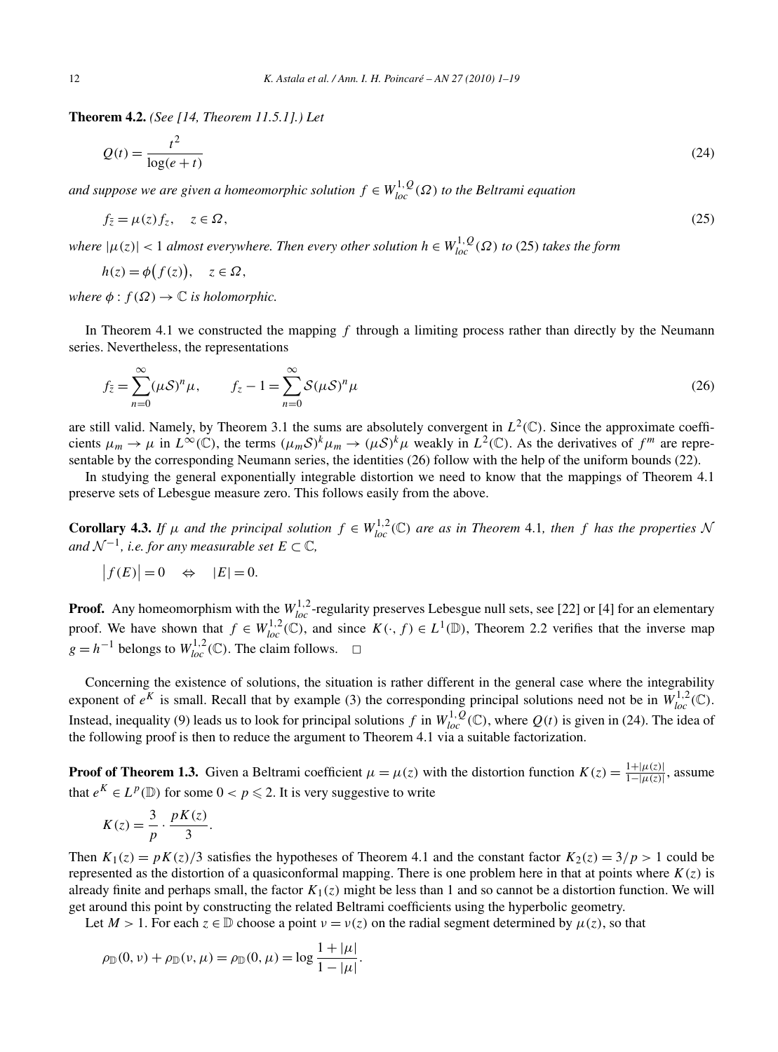**Theorem 4.2.** *(See [14, Theorem 11.5.1].) Let*

$$Q(t) = \frac{t^2}{\log(e+t)} \tag{24}$$

*and suppose we are given a homeomorphic solution $f \in W^{1,Q}_{loc}(\Omega)$ to the Beltrami equation*

$$f_{\bar{z}} = \mu(z) f_z, \quad z \in \Omega, \tag{25}$$

*where $|\mu(z)| < 1$ almost everywhere. Then every other solution $h \in W^{1,Q}_{loc}(\Omega)$ to* (25) *takes the form*

$$h(z) = \phi\big(f(z)\big), \quad z \in \Omega,$$

*where $\phi : f(\Omega) \to \mathbb{C}$ is holomorphic.*

In Theorem 4.1 we constructed the mapping $f$ through a limiting process rather than directly by the Neumann series. Nevertheless, the representations

$$f_{\bar{z}} = \sum_{n=0}^{\infty} (\mu \mathcal{S})^n \mu, \qquad f_z - 1 = \sum_{n=0}^{\infty} \mathcal{S}(\mu \mathcal{S})^n \mu \tag{26}$$

are still valid. Namely, by Theorem 3.1 the sums are absolutely convergent in $L^2(\mathbb{C})$. Since the approximate coefficients $\mu_m \to \mu$ in $L^\infty(\mathbb{C})$, the terms $(\mu_m \mathcal{S})^k \mu_m \to (\mu \mathcal{S})^k \mu$ weakly in $L^2(\mathbb{C})$. As the derivatives of $f^m$ are representable by the corresponding Neumann series, the identities (26) follow with the help of the uniform bounds (22).

In studying the general exponentially integrable distortion we need to know that the mappings of Theorem 4.1 preserve sets of Lebesgue measure zero. This follows easily from the above.

**Corollary 4.3.** *If $\mu$ and the principal solution $f \in W^{1,2}_{loc}(\mathbb{C})$ are as in Theorem* 4.1*, then $f$ has the properties $\mathcal{N}$ and $\mathcal{N}^{-1}$, i.e. for any measurable set $E \subset \mathbb{C}$,*

$$\big|f(E)\big| = 0 \quad \Leftrightarrow \quad |E| = 0.$$

**Proof.** Any homeomorphism with the $W^{1,2}_{loc}$-regularity preserves Lebesgue null sets, see [22] or [4] for an elementary proof. We have shown that $f \in W^{1,2}_{loc}(\mathbb{C})$, and since $K(\cdot, f) \in L^1(\mathbb{D})$, Theorem 2.2 verifies that the inverse map $g = h^{-1}$ belongs to $W^{1,2}_{loc}(\mathbb{C})$. The claim follows. $\square$

Concerning the existence of solutions, the situation is rather different in the general case where the integrability exponent of $e^K$ is small. Recall that by example (3) the corresponding principal solutions need not be in $W^{1,2}_{loc}(\mathbb{C})$. Instead, inequality (9) leads us to look for principal solutions $f$ in $W^{1,Q}_{loc}(\mathbb{C})$, where $Q(t)$ is given in (24). The idea of the following proof is then to reduce the argument to Theorem 4.1 via a suitable factorization.

**Proof of Theorem 1.3.** Given a Beltrami coefficient $\mu = \mu(z)$ with the distortion function $K(z) = \frac{1+|\mu(z)|}{1-|\mu(z)|}$, assume that $e^K \in L^p(\mathbb{D})$ for some $0 < p \leqslant 2$. It is very suggestive to write

$$K(z) = \frac{3}{p} \cdot \frac{pK(z)}{3}.$$

Then $K_1(z) = pK(z)/3$ satisfies the hypotheses of Theorem 4.1 and the constant factor $K_2(z) = 3/p > 1$ could be represented as the distortion of a quasiconformal mapping. There is one problem here in that at points where $K(z)$ is already finite and perhaps small, the factor $K_1(z)$ might be less than 1 and so cannot be a distortion function. We will get around this point by constructing the related Beltrami coefficients using the hyperbolic geometry.

Let $M > 1$. For each $z \in \mathbb{D}$ choose a point $\nu = \nu(z)$ on the radial segment determined by $\mu(z)$, so that

$$\rho_{\mathbb{D}}(0, \nu) + \rho_{\mathbb{D}}(\nu, \mu) = \rho_{\mathbb{D}}(0, \mu) = \log \frac{1+|\mu|}{1-|\mu|}.$$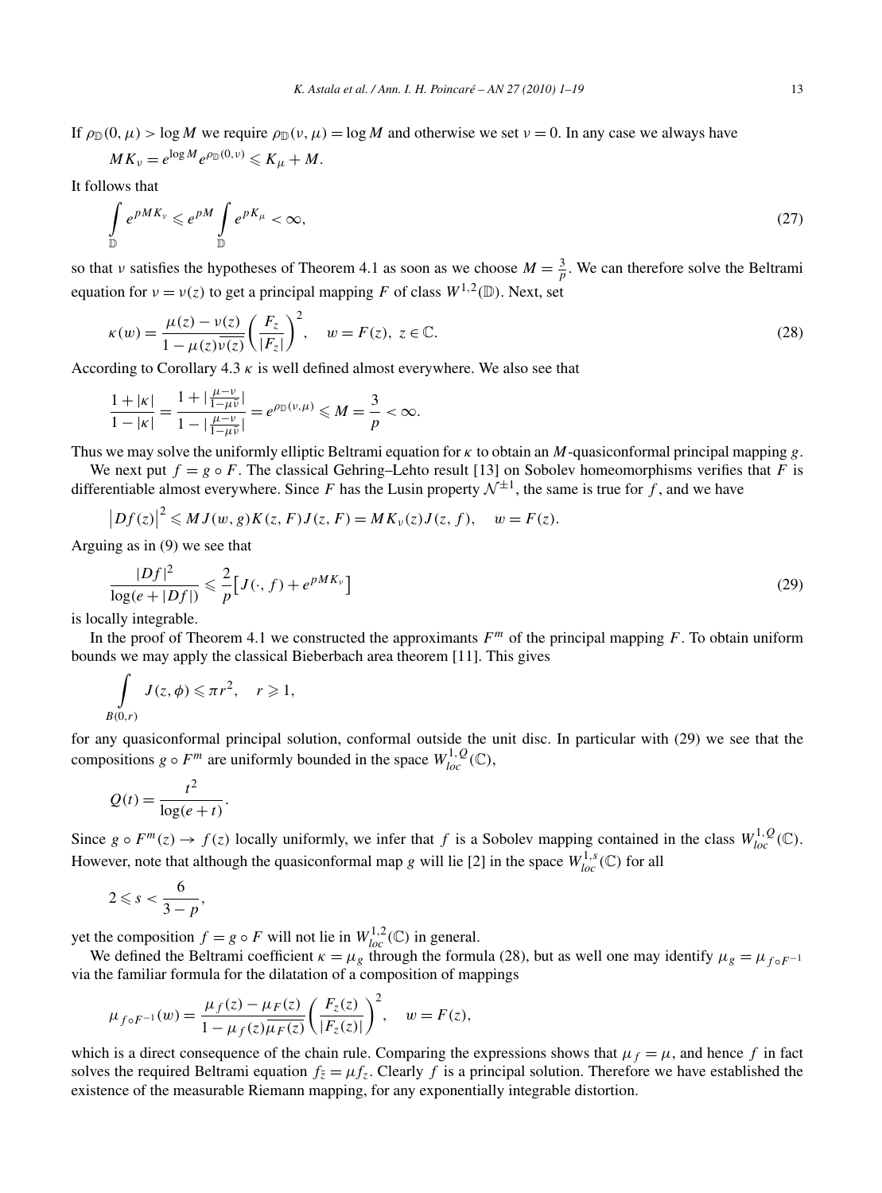If $\rho_{\mathbb{D}}(0,\mu) > \log M$ we require $\rho_{\mathbb{D}}(\nu,\mu) = \log M$ and otherwise we set $\nu = 0$. In any case we always have

$$MK_\nu = e^{\log M} e^{\rho_{\mathbb{D}}(0,\nu)} \leqslant K_\mu + M.$$

It follows that

$$\int_{\mathbb{D}} e^{pMK_\nu} \leqslant e^{pM} \int_{\mathbb{D}} e^{pK_\mu} < \infty, \tag{27}$$

so that $\nu$ satisfies the hypotheses of Theorem 4.1 as soon as we choose $M = \frac{3}{p}$. We can therefore solve the Beltrami equation for $\nu = \nu(z)$ to get a principal mapping $F$ of class $W^{1,2}(\mathbb{D})$. Next, set

$$\kappa(w) = \frac{\mu(z) - \nu(z)}{1 - \mu(z)\overline{\nu(z)}} \left( \frac{F_z}{|F_z|} \right)^2, \quad w = F(z),\ z \in \mathbb{C}. \tag{28}$$

According to Corollary 4.3 $\kappa$ is well defined almost everywhere. We also see that

$$\frac{1 + |\kappa|}{1 - |\kappa|} = \frac{1 + |\frac{\mu - \nu}{1 - \mu\bar{\nu}}|}{1 - |\frac{\mu - \nu}{1 - \mu\bar{\nu}}|} = e^{\rho_{\mathbb{D}}(\nu,\mu)} \leqslant M = \frac{3}{p} < \infty.$$

Thus we may solve the uniformly elliptic Beltrami equation for $\kappa$ to obtain an $M$-quasiconformal principal mapping $g$.

We next put $f = g \circ F$. The classical Gehring–Lehto result [13] on Sobolev homeomorphisms verifies that $F$ is differentiable almost everywhere. Since $F$ has the Lusin property $\mathcal{N}^{\pm 1}$, the same is true for $f$, and we have

$$\left|Df(z)\right|^2 \leqslant MJ(w,g)K(z,F)J(z,F) = MK_\nu(z)J(z,f), \quad w = F(z).$$

Arguing as in (9) we see that

$$\frac{|Df|^2}{\log(e + |Df|)} \leqslant \frac{2}{p}\left[J(\cdot,f) + e^{pMK_\nu}\right] \tag{29}$$

is locally integrable.

In the proof of Theorem 4.1 we constructed the approximants $F^m$ of the principal mapping $F$. To obtain uniform bounds we may apply the classical Bieberbach area theorem [11]. This gives

$$\int_{B(0,r)} J(z,\phi) \leqslant \pi r^2, \quad r \geqslant 1,$$

for any quasiconformal principal solution, conformal outside the unit disc. In particular with (29) we see that the compositions $g \circ F^m$ are uniformly bounded in the space $W^{1,Q}_{loc}(\mathbb{C})$,

$$Q(t) = \frac{t^2}{\log(e + t)}.$$

Since $g \circ F^m(z) \to f(z)$ locally uniformly, we infer that $f$ is a Sobolev mapping contained in the class $W^{1,Q}_{loc}(\mathbb{C})$. However, note that although the quasiconformal map $g$ will lie [2] in the space $W^{1,s}_{loc}(\mathbb{C})$ for all

$$2 \leqslant s < \frac{6}{3 - p},$$

yet the composition $f = g \circ F$ will not lie in $W^{1,2}_{loc}(\mathbb{C})$ in general.

We defined the Beltrami coefficient $\kappa = \mu_g$ through the formula (28), but as well one may identify $\mu_g = \mu_{f \circ F^{-1}}$ via the familiar formula for the dilatation of a composition of mappings

$$\mu_{f \circ F^{-1}}(w) = \frac{\mu_f(z) - \mu_F(z)}{1 - \mu_f(z)\overline{\mu_F(z)}} \left( \frac{F_z(z)}{|F_z(z)|} \right)^2, \quad w = F(z),$$

which is a direct consequence of the chain rule. Comparing the expressions shows that $\mu_f = \mu$, and hence $f$ in fact solves the required Beltrami equation $f_{\bar{z}} = \mu f_z$. Clearly $f$ is a principal solution. Therefore we have established the existence of the measurable Riemann mapping, for any exponentially integrable distortion.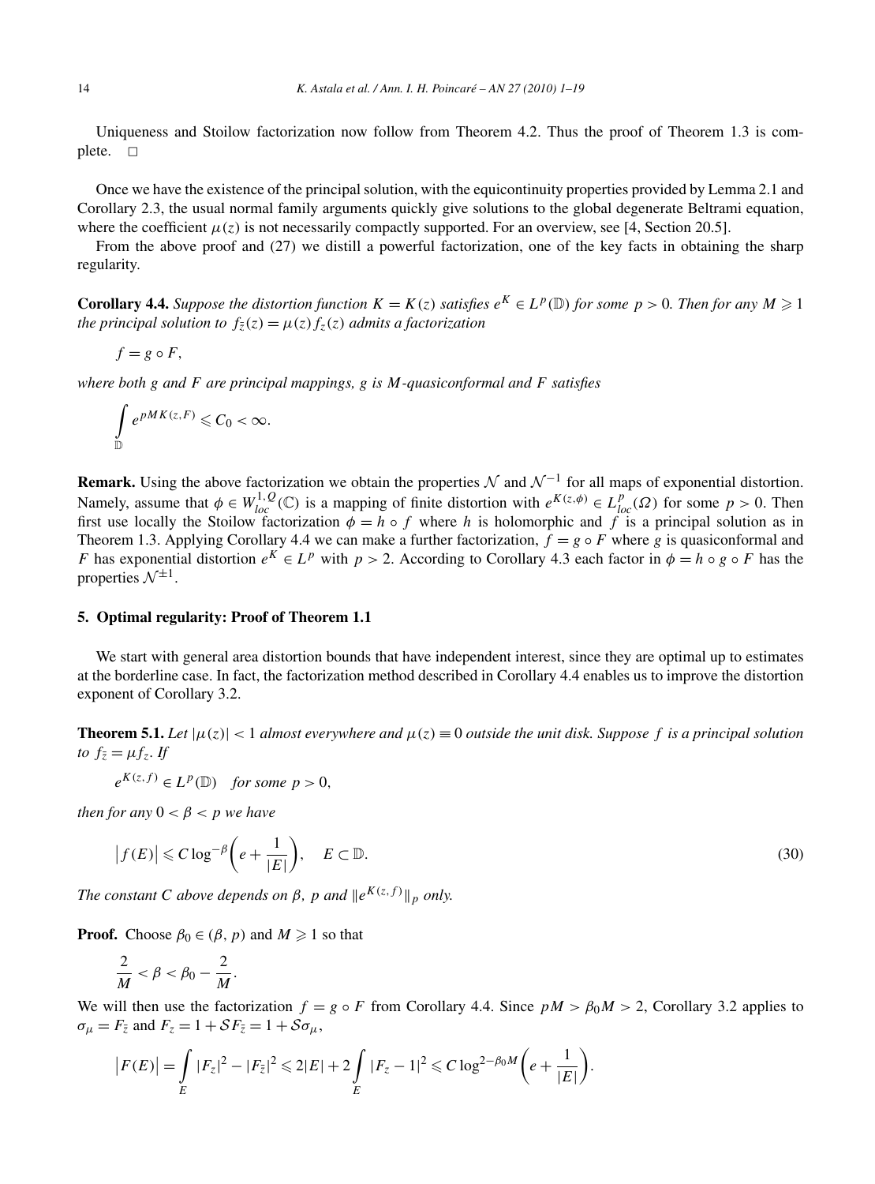Uniqueness and Stoilow factorization now follow from Theorem 4.2. Thus the proof of Theorem 1.3 is complete. □

Once we have the existence of the principal solution, with the equicontinuity properties provided by Lemma 2.1 and Corollary 2.3, the usual normal family arguments quickly give solutions to the global degenerate Beltrami equation, where the coefficient $\mu(z)$ is not necessarily compactly supported. For an overview, see [4, Section 20.5].

From the above proof and (27) we distill a powerful factorization, one of the key facts in obtaining the sharp regularity.

**Corollary 4.4.** *Suppose the distortion function $K = K(z)$ satisfies $e^K \in L^p(\mathbb{D})$ for some $p > 0$. Then for any $M \geqslant 1$ the principal solution to $f_{\bar{z}}(z) = \mu(z) f_z(z)$ admits a factorization*

$$f = g \circ F,$$

*where both $g$ and $F$ are principal mappings, $g$ is $M$-quasiconformal and $F$ satisfies*

$$\int_{\mathbb{D}} e^{pMK(z,F)} \leqslant C_0 < \infty.$$

**Remark.** Using the above factorization we obtain the properties $\mathcal{N}$ and $\mathcal{N}^{-1}$ for all maps of exponential distortion. Namely, assume that $\phi \in W^{1,Q}_{loc}(\mathbb{C})$ is a mapping of finite distortion with $e^{K(z,\phi)} \in L^p_{loc}(\Omega)$ for some $p > 0$. Then first use locally the Stoilow factorization $\phi = h \circ f$ where $h$ is holomorphic and $f$ is a principal solution as in Theorem 1.3. Applying Corollary 4.4 we can make a further factorization, $f = g \circ F$ where $g$ is quasiconformal and $F$ has exponential distortion $e^K \in L^p$ with $p > 2$. According to Corollary 4.3 each factor in $\phi = h \circ g \circ F$ has the properties $\mathcal{N}^{\pm 1}$.

## 5. Optimal regularity: Proof of Theorem 1.1

We start with general area distortion bounds that have independent interest, since they are optimal up to estimates at the borderline case. In fact, the factorization method described in Corollary 4.4 enables us to improve the distortion exponent of Corollary 3.2.

**Theorem 5.1.** *Let $|\mu(z)| < 1$ almost everywhere and $\mu(z) \equiv 0$ outside the unit disk. Suppose $f$ is a principal solution to $f_{\bar{z}} = \mu f_z$. If*

$$e^{K(z,f)} \in L^p(\mathbb{D}) \quad \textit{for some } p > 0,$$

*then for any $0 < \beta < p$ we have*

$$\left| f(E) \right| \leqslant C \log^{-\beta}\left( e + \frac{1}{|E|} \right), \quad E \subset \mathbb{D}. \tag{30}$$

*The constant $C$ above depends on $\beta$, $p$ and $\|e^{K(z,f)}\|_p$ only.*

**Proof.** Choose $\beta_0 \in (\beta, p)$ and $M \geqslant 1$ so that

$$\frac{2}{M} < \beta < \beta_0 - \frac{2}{M}.$$

We will then use the factorization $f = g \circ F$ from Corollary 4.4. Since $pM > \beta_0 M > 2$, Corollary 3.2 applies to $\sigma_\mu = F_{\bar{z}}$ and $F_z = 1 + \mathcal{S}F_{\bar{z}} = 1 + \mathcal{S}\sigma_\mu$,

$$\left| F(E) \right| = \int_E |F_z|^2 - |F_{\bar{z}}|^2 \leqslant 2|E| + 2\int_E |F_z - 1|^2 \leqslant C \log^{2-\beta_0 M}\left( e + \frac{1}{|E|} \right).$$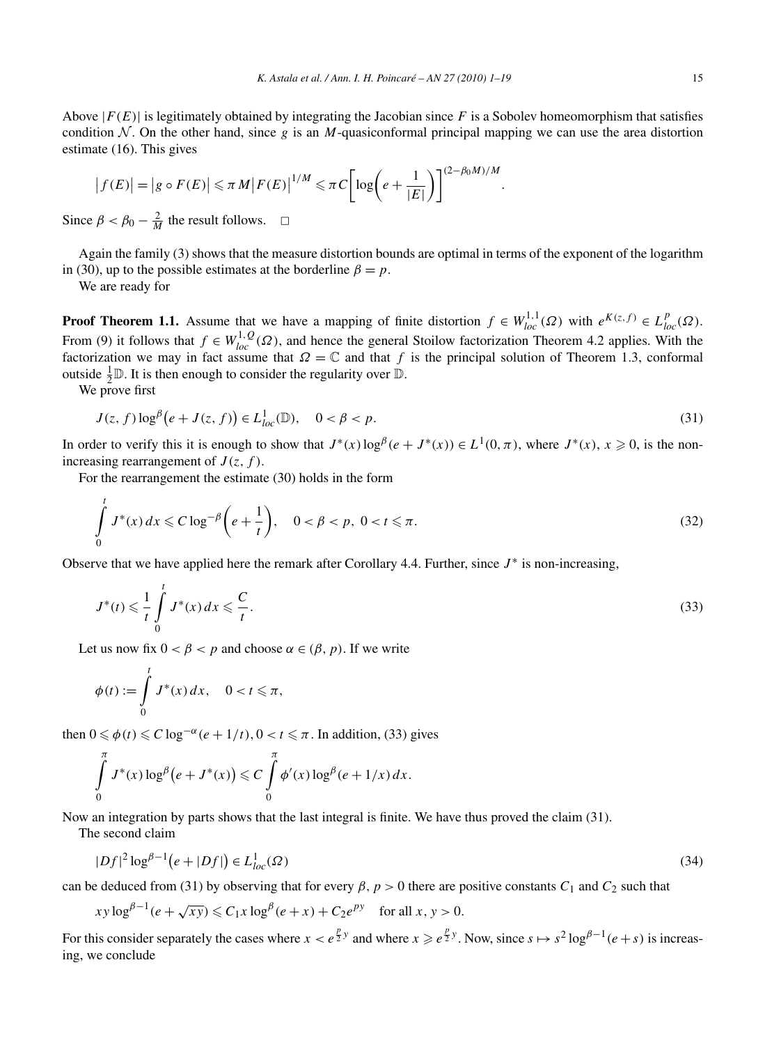Above $|F(E)|$ is legitimately obtained by integrating the Jacobian since $F$ is a Sobolev homeomorphism that satisfies condition $\mathcal{N}$. On the other hand, since $g$ is an $M$-quasiconformal principal mapping we can use the area distortion estimate (16). This gives

$$\left|f(E)\right| = \left|g \circ F(E)\right| \leqslant \pi M \left|F(E)\right|^{1/M} \leqslant \pi C\left[\log\left(e + \frac{1}{|E|}\right)\right]^{(2-\beta_0 M)/M}.$$

Since $\beta < \beta_0 - \frac{2}{M}$ the result follows. $\square$

Again the family (3) shows that the measure distortion bounds are optimal in terms of the exponent of the logarithm in (30), up to the possible estimates at the borderline $\beta = p$.

We are ready for

**Proof Theorem 1.1.** Assume that we have a mapping of finite distortion $f \in W^{1,1}_{loc}(\Omega)$ with $e^{K(z,f)} \in L^p_{loc}(\Omega)$. From (9) it follows that $f \in W^{1,Q}_{loc}(\Omega)$, and hence the general Stoilow factorization Theorem 4.2 applies. With the factorization we may in fact assume that $\Omega = \mathbb{C}$ and that $f$ is the principal solution of Theorem 1.3, conformal outside $\frac{1}{2}\mathbb{D}$. It is then enough to consider the regularity over $\mathbb{D}$.

We prove first

$$J(z,f)\log^\beta\big(e + J(z,f)\big) \in L^1_{loc}(\mathbb{D}), \quad 0 < \beta < p. \tag{31}$$

In order to verify this it is enough to show that $J^*(x)\log^\beta(e + J^*(x)) \in L^1(0,\pi)$, where $J^*(x)$, $x \geqslant 0$, is the non-increasing rearrangement of $J(z,f)$.

For the rearrangement the estimate (30) holds in the form

$$\int_0^t J^*(x)\,dx \leqslant C\log^{-\beta}\left(e + \frac{1}{t}\right), \quad 0 < \beta < p,\ 0 < t \leqslant \pi. \tag{32}$$

Observe that we have applied here the remark after Corollary 4.4. Further, since $J^*$ is non-increasing,

$$J^*(t) \leqslant \frac{1}{t}\int_0^t J^*(x)\,dx \leqslant \frac{C}{t}. \tag{33}$$

Let us now fix $0 < \beta < p$ and choose $\alpha \in (\beta, p)$. If we write

$$\phi(t) := \int_0^t J^*(x)\,dx, \quad 0 < t \leqslant \pi,$$

then $0 \leqslant \phi(t) \leqslant C\log^{-\alpha}(e + 1/t)$, $0 < t \leqslant \pi$. In addition, (33) gives

$$\int_0^\pi J^*(x)\log^\beta\big(e + J^*(x)\big) \leqslant C\int_0^\pi \phi'(x)\log^\beta(e + 1/x)\,dx.$$

Now an integration by parts shows that the last integral is finite. We have thus proved the claim (31).

The second claim

$$|Df|^2\log^{\beta-1}\big(e + |Df|\big) \in L^1_{loc}(\Omega) \tag{34}$$

can be deduced from (31) by observing that for every $\beta, p > 0$ there are positive constants $C_1$ and $C_2$ such that

$$xy\log^{\beta-1}(e + \sqrt{xy}) \leqslant C_1 x\log^\beta(e + x) + C_2 e^{py} \quad \text{for all } x, y > 0.$$

For this consider separately the cases where $x < e^{\frac{p}{2}y}$ and where $x \geqslant e^{\frac{p}{2}y}$. Now, since $s \mapsto s^2\log^{\beta-1}(e + s)$ is increasing, we conclude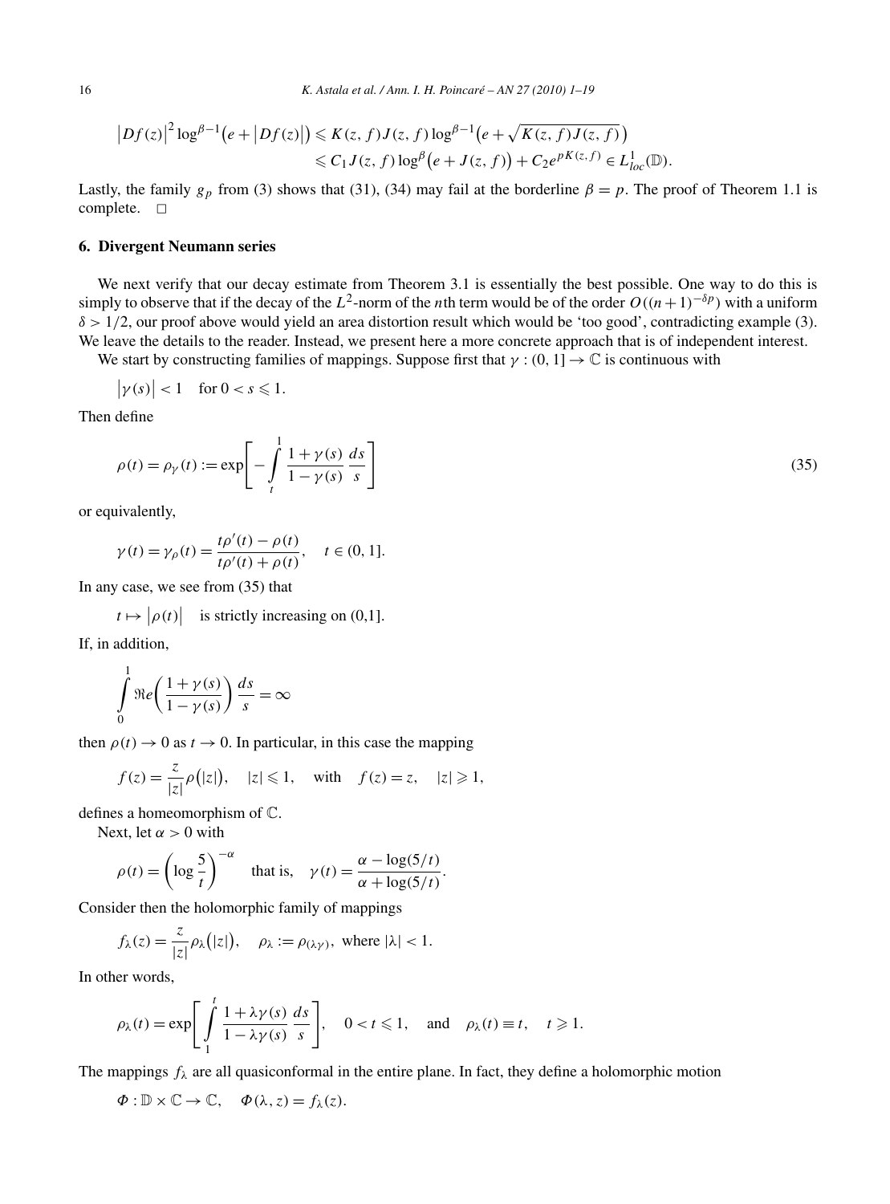$$
\begin{aligned}
\left|Df(z)\right|^2 \log^{\beta-1}\bigl(e+\left|Df(z)\right|\bigr) &\leqslant K(z,f)J(z,f)\log^{\beta-1}\bigl(e+\sqrt{K(z,f)J(z,f)}\bigr) \\
&\leqslant C_1 J(z,f)\log^{\beta}\bigl(e+J(z,f)\bigr)+C_2 e^{pK(z,f)} \in L^1_{loc}(\mathbb{D}).
\end{aligned}
$$

Lastly, the family $g_p$ from (3) shows that (31), (34) may fail at the borderline $\beta = p$. The proof of Theorem 1.1 is complete. $\square$

## 6. Divergent Neumann series

We next verify that our decay estimate from Theorem 3.1 is essentially the best possible. One way to do this is simply to observe that if the decay of the $L^2$-norm of the $n$th term would be of the order $O((n+1)^{-\delta p})$ with a uniform $\delta > 1/2$, our proof above would yield an area distortion result which would be 'too good', contradicting example (3). We leave the details to the reader. Instead, we present here a more concrete approach that is of independent interest.

We start by constructing families of mappings. Suppose first that $\gamma : (0,1] \to \mathbb{C}$ is continuous with

$$
\left|\gamma(s)\right| < 1 \quad \text{for } 0 < s \leqslant 1.
$$

Then define

$$
\rho(t) = \rho_\gamma(t) := \exp\left[-\int_t^1 \frac{1+\gamma(s)}{1-\gamma(s)}\,\frac{ds}{s}\right] \tag{35}
$$

or equivalently,

$$
\gamma(t) = \gamma_\rho(t) = \frac{t\rho'(t)-\rho(t)}{t\rho'(t)+\rho(t)}, \quad t \in (0,1].
$$

In any case, we see from (35) that

$$
t \mapsto \left|\rho(t)\right| \quad \text{is strictly increasing on (0,1].}
$$

If, in addition,

$$
\int_0^1 \Re e\left(\frac{1+\gamma(s)}{1-\gamma(s)}\right)\frac{ds}{s} = \infty
$$

then $\rho(t) \to 0$ as $t \to 0$. In particular, in this case the mapping

$$
f(z) = \frac{z}{|z|}\rho\bigl(|z|\bigr), \quad |z| \leqslant 1, \quad \text{with} \quad f(z) = z, \quad |z| \geqslant 1,
$$

defines a homeomorphism of $\mathbb{C}$.

Next, let $\alpha > 0$ with

$$
\rho(t) = \left(\log\frac{5}{t}\right)^{-\alpha} \quad \text{that is,} \quad \gamma(t) = \frac{\alpha - \log(5/t)}{\alpha + \log(5/t)}.
$$

Consider then the holomorphic family of mappings

$$
f_\lambda(z) = \frac{z}{|z|}\rho_\lambda\bigl(|z|\bigr), \quad \rho_\lambda := \rho_{(\lambda\gamma)}, \text{ where } |\lambda| < 1.
$$

In other words,

$$
\rho_\lambda(t) = \exp\left[\int_1^t \frac{1+\lambda\gamma(s)}{1-\lambda\gamma(s)}\,\frac{ds}{s}\right], \quad 0 < t \leqslant 1, \quad \text{and} \quad \rho_\lambda(t) \equiv t, \quad t \geqslant 1.
$$

The mappings $f_\lambda$ are all quasiconformal in the entire plane. In fact, they define a holomorphic motion

$$
\Phi : \mathbb{D} \times \mathbb{C} \to \mathbb{C}, \quad \Phi(\lambda, z) = f_\lambda(z).
$$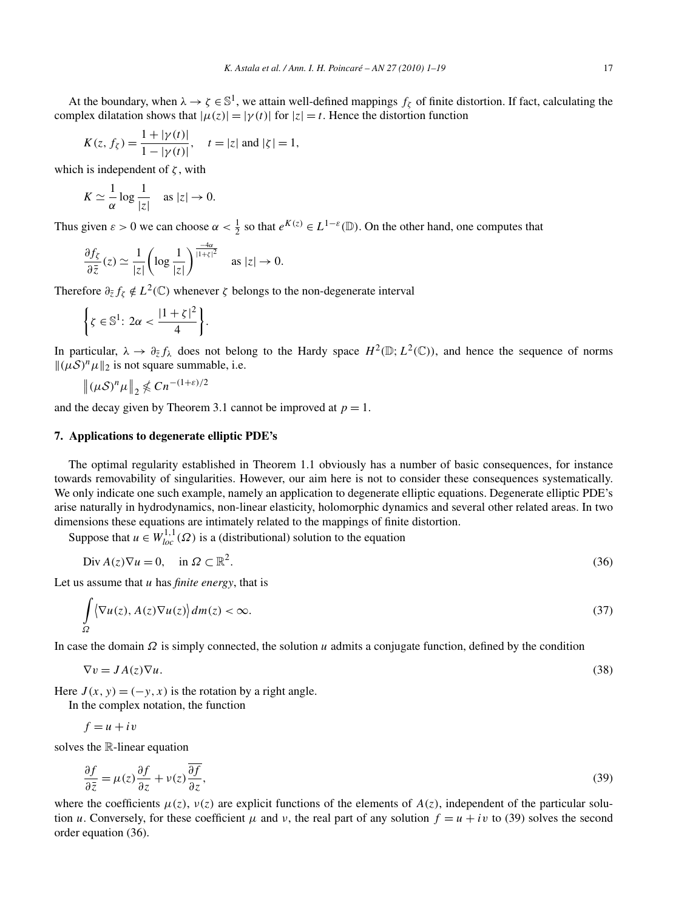At the boundary, when $\lambda \to \zeta \in \mathbb{S}^1$, we attain well-defined mappings $f_\zeta$ of finite distortion. If fact, calculating the complex dilatation shows that $|\mu(z)| = |\gamma(t)|$ for $|z| = t$. Hence the distortion function

$$K(z, f_\zeta) = \frac{1 + |\gamma(t)|}{1 - |\gamma(t)|}, \quad t = |z| \text{ and } |\zeta| = 1,$$

which is independent of $\zeta$, with

$$K \simeq \frac{1}{\alpha} \log \frac{1}{|z|} \quad \text{as } |z| \to 0.$$

Thus given $\varepsilon > 0$ we can choose $\alpha < \frac{1}{2}$ so that $e^{K(z)} \in L^{1-\varepsilon}(\mathbb{D})$. On the other hand, one computes that

$$\frac{\partial f_\zeta}{\partial \bar{z}}(z) \simeq \frac{1}{|z|} \left( \log \frac{1}{|z|} \right)^{\frac{-4\alpha}{|1+\zeta|^2}} \quad \text{as } |z| \to 0.$$

Therefore $\partial_{\bar{z}} f_\zeta \notin L^2(\mathbb{C})$ whenever $\zeta$ belongs to the non-degenerate interval

$$\left\{ \zeta \in \mathbb{S}^1 \colon 2\alpha < \frac{|1+\zeta|^2}{4} \right\}.$$

In particular, $\lambda \to \partial_{\bar{z}} f_\lambda$ does not belong to the Hardy space $H^2(\mathbb{D}; L^2(\mathbb{C}))$, and hence the sequence of norms $\|(\mu\mathcal{S})^n \mu\|_2$ is not square summable, i.e.

$$\left\| (\mu\mathcal{S})^n \mu \right\|_2 \nleq C n^{-(1+\varepsilon)/2}$$

and the decay given by Theorem 3.1 cannot be improved at $p = 1$.

## 7. Applications to degenerate elliptic PDE's

The optimal regularity established in Theorem 1.1 obviously has a number of basic consequences, for instance towards removability of singularities. However, our aim here is not to consider these consequences systematically. We only indicate one such example, namely an application to degenerate elliptic equations. Degenerate elliptic PDE's arise naturally in hydrodynamics, non-linear elasticity, holomorphic dynamics and several other related areas. In two dimensions these equations are intimately related to the mappings of finite distortion.

Suppose that $u \in W^{1,1}_{loc}(\Omega)$ is a (distributional) solution to the equation

$$\operatorname{Div} A(z) \nabla u = 0, \quad \text{in } \Omega \subset \mathbb{R}^2. \tag{36}$$

Let us assume that $u$ has *finite energy*, that is

$$\int_\Omega \langle \nabla u(z), A(z) \nabla u(z) \rangle \, dm(z) < \infty. \tag{37}$$

In case the domain $\Omega$ is simply connected, the solution $u$ admits a conjugate function, defined by the condition

$$\nabla v = J A(z) \nabla u. \tag{38}$$

Here $J(x, y) = (-y, x)$ is the rotation by a right angle.

In the complex notation, the function

$$f = u + iv$$

solves the $\mathbb{R}$-linear equation

$$\frac{\partial f}{\partial \bar{z}} = \mu(z) \frac{\partial f}{\partial z} + \nu(z) \overline{\frac{\partial f}{\partial z}}, \tag{39}$$

where the coefficients $\mu(z)$, $\nu(z)$ are explicit functions of the elements of $A(z)$, independent of the particular solution $u$. Conversely, for these coefficient $\mu$ and $\nu$, the real part of any solution $f = u + iv$ to (39) solves the second order equation (36).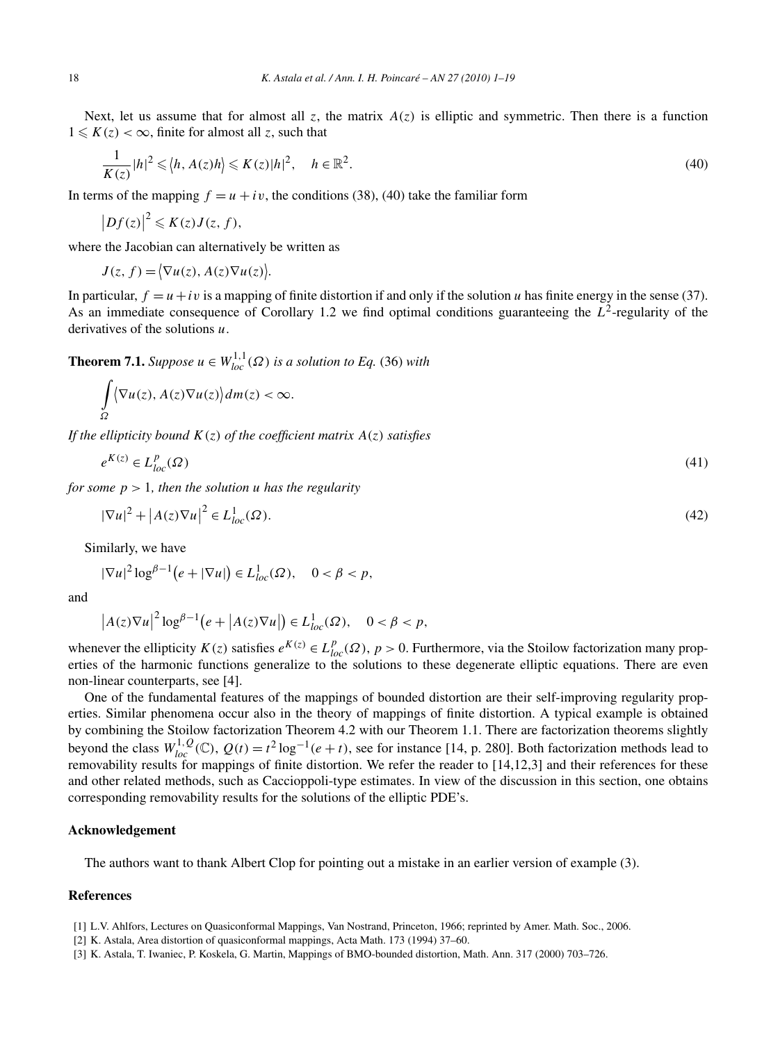Next, let us assume that for almost all $z$, the matrix $A(z)$ is elliptic and symmetric. Then there is a function $1 \leqslant K(z) < \infty$, finite for almost all $z$, such that

$$\frac{1}{K(z)}|h|^2 \leqslant \langle h, A(z)h \rangle \leqslant K(z)|h|^2, \quad h \in \mathbb{R}^2. \tag{40}$$

In terms of the mapping $f = u + iv$, the conditions (38), (40) take the familiar form

$$|Df(z)|^2 \leqslant K(z)J(z, f),$$

where the Jacobian can alternatively be written as

$$J(z, f) = \langle \nabla u(z), A(z)\nabla u(z) \rangle.$$

In particular, $f = u + iv$ is a mapping of finite distortion if and only if the solution $u$ has finite energy in the sense (37). As an immediate consequence of Corollary 1.2 we find optimal conditions guaranteeing the $L^2$-regularity of the derivatives of the solutions $u$.

**Theorem 7.1.** *Suppose $u \in W^{1,1}_{loc}(\Omega)$ is a solution to Eq.* (36) *with*

$$\int_\Omega \langle \nabla u(z), A(z)\nabla u(z) \rangle \, dm(z) < \infty.$$

*If the ellipticity bound $K(z)$ of the coefficient matrix $A(z)$ satisfies*

$$e^{K(z)} \in L^p_{loc}(\Omega) \tag{41}$$

*for some $p > 1$, then the solution $u$ has the regularity*

$$|\nabla u|^2 + |A(z)\nabla u|^2 \in L^1_{loc}(\Omega). \tag{42}$$

Similarly, we have

$$|\nabla u|^2 \log^{\beta-1}(e + |\nabla u|) \in L^1_{loc}(\Omega), \quad 0 < \beta < p,$$

and

$$|A(z)\nabla u|^2 \log^{\beta-1}(e + |A(z)\nabla u|) \in L^1_{loc}(\Omega), \quad 0 < \beta < p,$$

whenever the ellipticity $K(z)$ satisfies $e^{K(z)} \in L^p_{loc}(\Omega)$, $p > 0$. Furthermore, via the Stoilow factorization many properties of the harmonic functions generalize to the solutions to these degenerate elliptic equations. There are even non-linear counterparts, see [4].

One of the fundamental features of the mappings of bounded distortion are their self-improving regularity properties. Similar phenomena occur also in the theory of mappings of finite distortion. A typical example is obtained by combining the Stoilow factorization Theorem 4.2 with our Theorem 1.1. There are factorization theorems slightly beyond the class $W^{1,Q}_{loc}(\mathbb{C})$, $Q(t) = t^2 \log^{-1}(e + t)$, see for instance [14, p. 280]. Both factorization methods lead to removability results for mappings of finite distortion. We refer the reader to [14,12,3] and their references for these and other related methods, such as Caccioppoli-type estimates. In view of the discussion in this section, one obtains corresponding removability results for the solutions of the elliptic PDE's.

## Acknowledgement

The authors want to thank Albert Clop for pointing out a mistake in an earlier version of example (3).

## References

[1] L.V. Ahlfors, Lectures on Quasiconformal Mappings, Van Nostrand, Princeton, 1966; reprinted by Amer. Math. Soc., 2006.

[2] K. Astala, Area distortion of quasiconformal mappings, Acta Math. 173 (1994) 37–60.

[3] K. Astala, T. Iwaniec, P. Koskela, G. Martin, Mappings of BMO-bounded distortion, Math. Ann. 317 (2000) 703–726.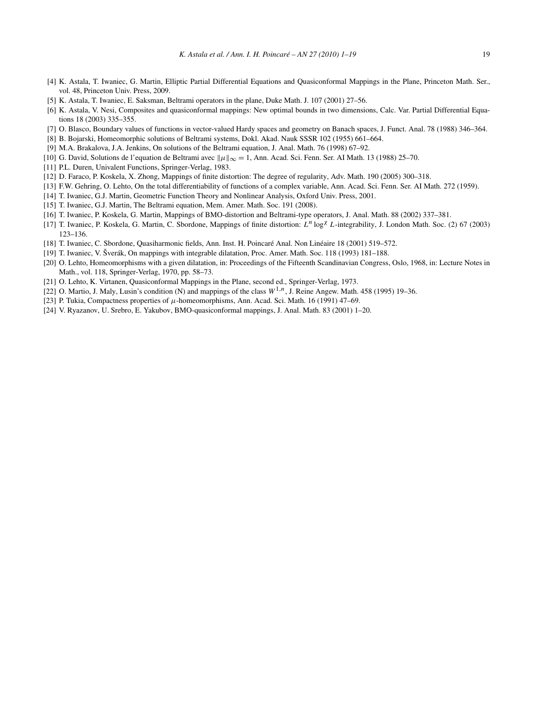[4] K. Astala, T. Iwaniec, G. Martin, Elliptic Partial Differential Equations and Quasiconformal Mappings in the Plane, Princeton Math. Ser., vol. 48, Princeton Univ. Press, 2009.

[5] K. Astala, T. Iwaniec, E. Saksman, Beltrami operators in the plane, Duke Math. J. 107 (2001) 27–56.

[6] K. Astala, V. Nesi, Composites and quasiconformal mappings: New optimal bounds in two dimensions, Calc. Var. Partial Differential Equations 18 (2003) 335–355.

[7] O. Blasco, Boundary values of functions in vector-valued Hardy spaces and geometry on Banach spaces, J. Funct. Anal. 78 (1988) 346–364.

[8] B. Bojarski, Homeomorphic solutions of Beltrami systems, Dokl. Akad. Nauk SSSR 102 (1955) 661–664.

[9] M.A. Brakalova, J.A. Jenkins, On solutions of the Beltrami equation, J. Anal. Math. 76 (1998) 67–92.

[10] G. David, Solutions de l'equation de Beltrami avec $\|\mu\|_\infty = 1$, Ann. Acad. Sci. Fenn. Ser. AI Math. 13 (1988) 25–70.

[11] P.L. Duren, Univalent Functions, Springer-Verlag, 1983.

[12] D. Faraco, P. Koskela, X. Zhong, Mappings of finite distortion: The degree of regularity, Adv. Math. 190 (2005) 300–318.

[13] F.W. Gehring, O. Lehto, On the total differentiability of functions of a complex variable, Ann. Acad. Sci. Fenn. Ser. AI Math. 272 (1959).

[14] T. Iwaniec, G.J. Martin, Geometric Function Theory and Nonlinear Analysis, Oxford Univ. Press, 2001.

[15] T. Iwaniec, G.J. Martin, The Beltrami equation, Mem. Amer. Math. Soc. 191 (2008).

[16] T. Iwaniec, P. Koskela, G. Martin, Mappings of BMO-distortion and Beltrami-type operators, J. Anal. Math. 88 (2002) 337–381.

[17] T. Iwaniec, P. Koskela, G. Martin, C. Sbordone, Mappings of finite distortion: $L^n \log^\chi L$-integrability, J. London Math. Soc. (2) 67 (2003) 123–136.

[18] T. Iwaniec, C. Sbordone, Quasiharmonic fields, Ann. Inst. H. Poincaré Anal. Non Linéaire 18 (2001) 519–572.

[19] T. Iwaniec, V. Šverák, On mappings with integrable dilatation, Proc. Amer. Math. Soc. 118 (1993) 181–188.

[20] O. Lehto, Homeomorphisms with a given dilatation, in: Proceedings of the Fifteenth Scandinavian Congress, Oslo, 1968, in: Lecture Notes in Math., vol. 118, Springer-Verlag, 1970, pp. 58–73.

[21] O. Lehto, K. Virtanen, Quasiconformal Mappings in the Plane, second ed., Springer-Verlag, 1973.

[22] O. Martio, J. Maly, Lusin's condition (N) and mappings of the class $W^{1,n}$, J. Reine Angew. Math. 458 (1995) 19–36.

[23] P. Tukia, Compactness properties of $\mu$-homeomorphisms, Ann. Acad. Sci. Math. 16 (1991) 47–69.

[24] V. Ryazanov, U. Srebro, E. Yakubov, BMO-quasiconformal mappings, J. Anal. Math. 83 (2001) 1–20.